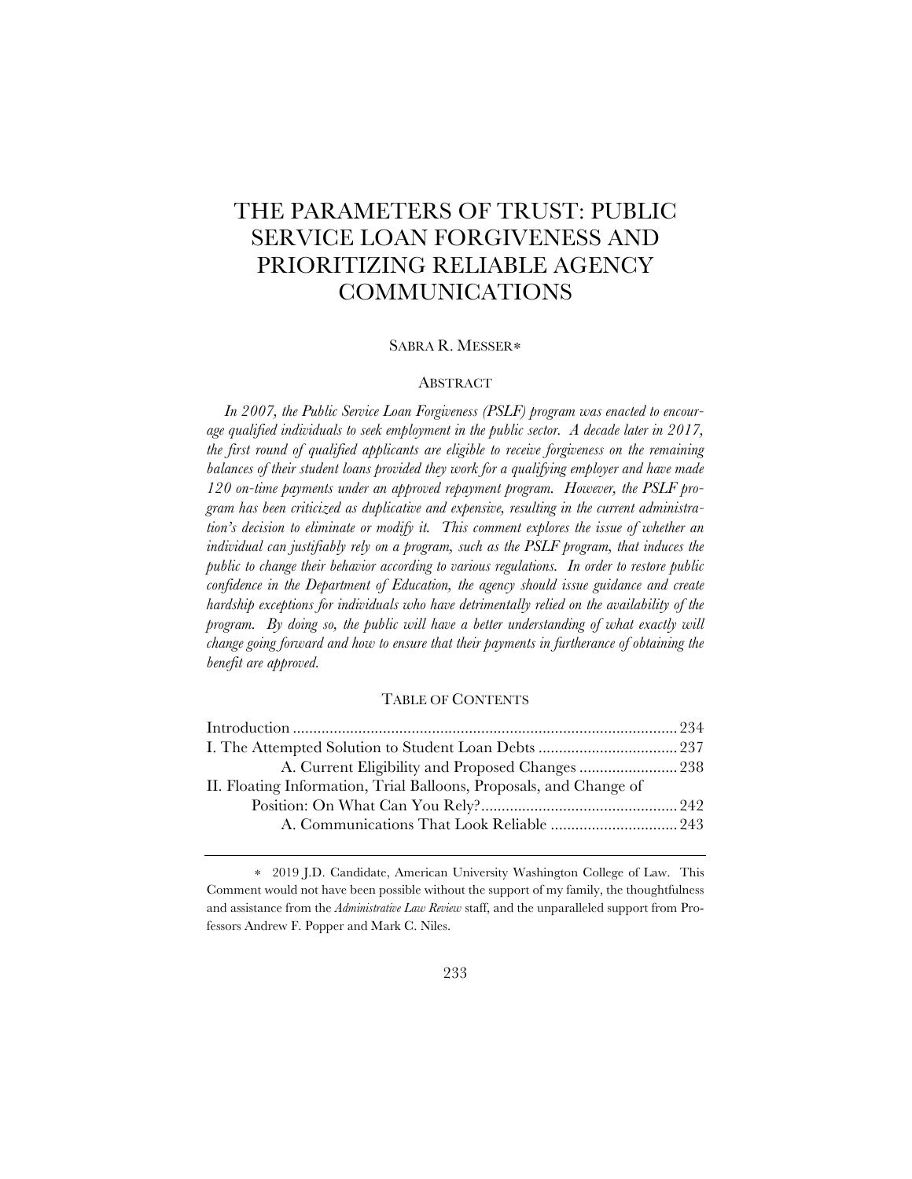# THE PARAMETERS OF TRUST: PUBLIC SERVICE LOAN FORGIVENESS AND PRIORITIZING RELIABLE AGENCY COMMUNICATIONS

SABRA R. MESSER*

## ABSTRACT

*In 2007, the Public Service Loan Forgiveness (PSLF) program was enacted to encourage qualified individuals to seek employment in the public sector. A decade later in 2017, the first round of qualified applicants are eligible to receive forgiveness on the remaining balances of their student loans provided they work for a qualifying employer and have made 120 on-time payments under an approved repayment program. However, the PSLF program has been criticized as duplicative and expensive, resulting in the current administration's decision to eliminate or modify it. This comment explores the issue of whether an individual can justifiably rely on a program, such as the PSLF program, that induces the public to change their behavior according to various regulations. In order to restore public confidence in the Department of Education, the agency should issue guidance and create hardship exceptions for individuals who have detrimentally relied on the availability of the program. By doing so, the public will have a better understanding of what exactly will change going forward and how to ensure that their payments in furtherance of obtaining the benefit are approved.*

## TABLE OF CONTENTS

Introduction .......... 234
I. The Attempted Solution to Student Loan Debts .......... 237
  A. Current Eligibility and Proposed Changes .......... 238
II. Floating Information, Trial Balloons, Proposals, and Change of Position: On What Can You Rely? .......... 242
  A. Communications That Look Reliable .......... 243

---

\* 2019 J.D. Candidate, American University Washington College of Law. This Comment would not have been possible without the support of my family, the thoughtfulness and assistance from the *Administrative Law Review* staff, and the unparalleled support from Professors Andrew F. Popper and Mark C. Niles.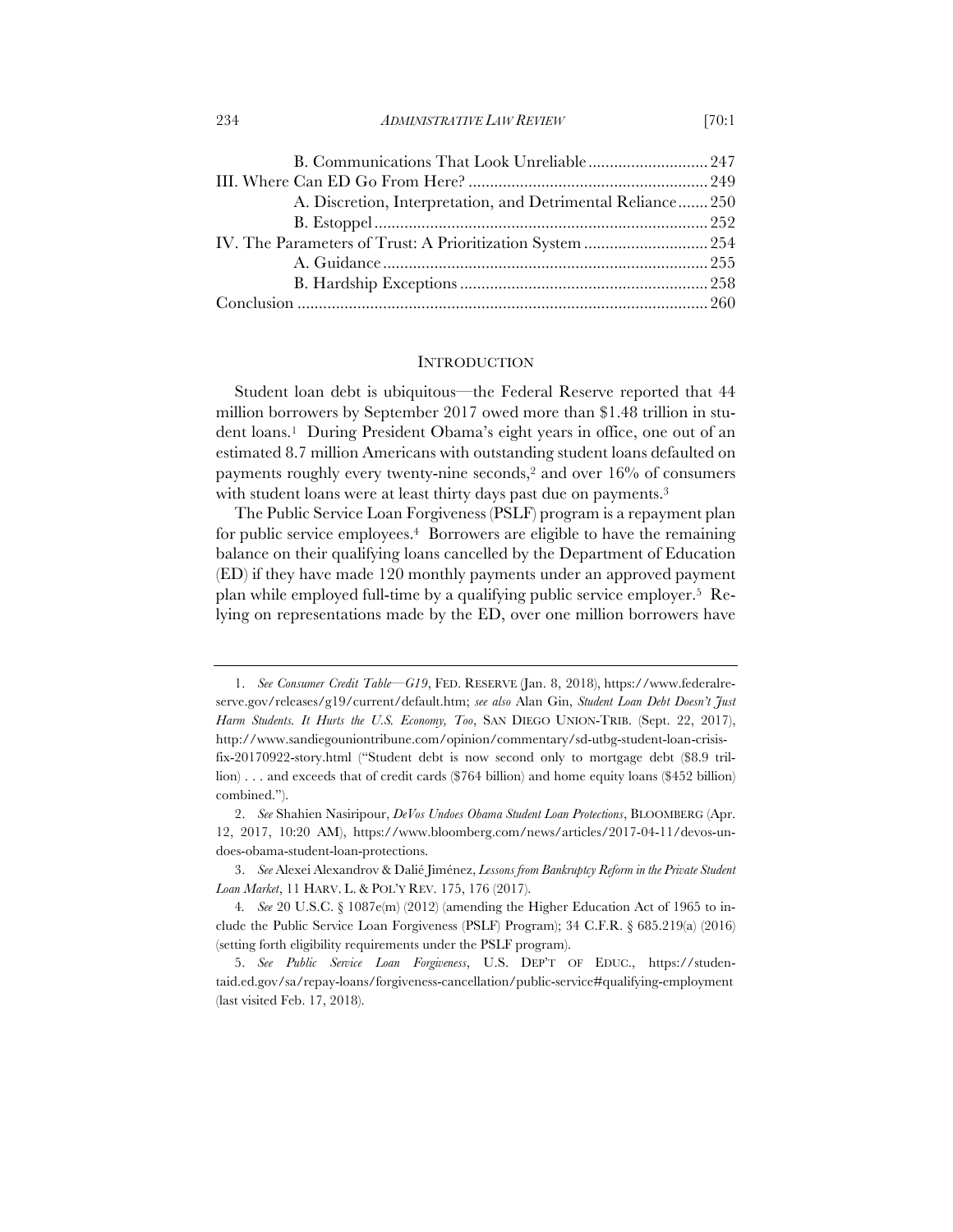B. Communications That Look Unreliable ........................... 247
III. Where Can ED Go From Here? ........................................................ 249
A. Discretion, Interpretation, and Detrimental Reliance ....... 250
B. Estoppel ............................................................................. 252
IV. The Parameters of Trust: A Prioritization System ............................ 254
A. Guidance ........................................................................... 255
B. Hardship Exceptions ......................................................... 258
Conclusion ............................................................................................... 260

## INTRODUCTION

Student loan debt is ubiquitous—the Federal Reserve reported that 44 million borrowers by September 2017 owed more than $1.48 trillion in student loans.[1] During President Obama's eight years in office, one out of an estimated 8.7 million Americans with outstanding student loans defaulted on payments roughly every twenty-nine seconds,[2] and over 16% of consumers with student loans were at least thirty days past due on payments.[3]

The Public Service Loan Forgiveness (PSLF) program is a repayment plan for public service employees.[4] Borrowers are eligible to have the remaining balance on their qualifying loans cancelled by the Department of Education (ED) if they have made 120 monthly payments under an approved payment plan while employed full-time by a qualifying public service employer.[5] Relying on representations made by the ED, over one million borrowers have

---

1. *See Consumer Credit Table—G19*, FED. RESERVE (Jan. 8, 2018), https://www.federalreserve.gov/releases/g19/current/default.htm; *see also* Alan Gin, *Student Loan Debt Doesn't Just Harm Students. It Hurts the U.S. Economy, Too*, SAN DIEGO UNION-TRIB. (Sept. 22, 2017), http://www.sandiegouniontribune.com/opinion/commentary/sd-utbg-student-loan-crisis-fix-20170922-story.html ("Student debt is now second only to mortgage debt ($8.9 trillion) . . . and exceeds that of credit cards ($764 billion) and home equity loans ($452 billion) combined.").

2. *See* Shahien Nasiripour, *DeVos Undoes Obama Student Loan Protections*, BLOOMBERG (Apr. 12, 2017, 10:20 AM), https://www.bloomberg.com/news/articles/2017-04-11/devos-undoes-obama-student-loan-protections.

3. *See* Alexei Alexandrov & Dalié Jiménez, *Lessons from Bankruptcy Reform in the Private Student Loan Market*, 11 HARV. L. & POL'Y REV. 175, 176 (2017).

4. *See* 20 U.S.C. § 1087e(m) (2012) (amending the Higher Education Act of 1965 to include the Public Service Loan Forgiveness (PSLF) Program); 34 C.F.R. § 685.219(a) (2016) (setting forth eligibility requirements under the PSLF program).

5. *See Public Service Loan Forgiveness*, U.S. DEP'T OF EDUC., https://studentaid.ed.gov/sa/repay-loans/forgiveness-cancellation/public-service#qualifying-employment (last visited Feb. 17, 2018).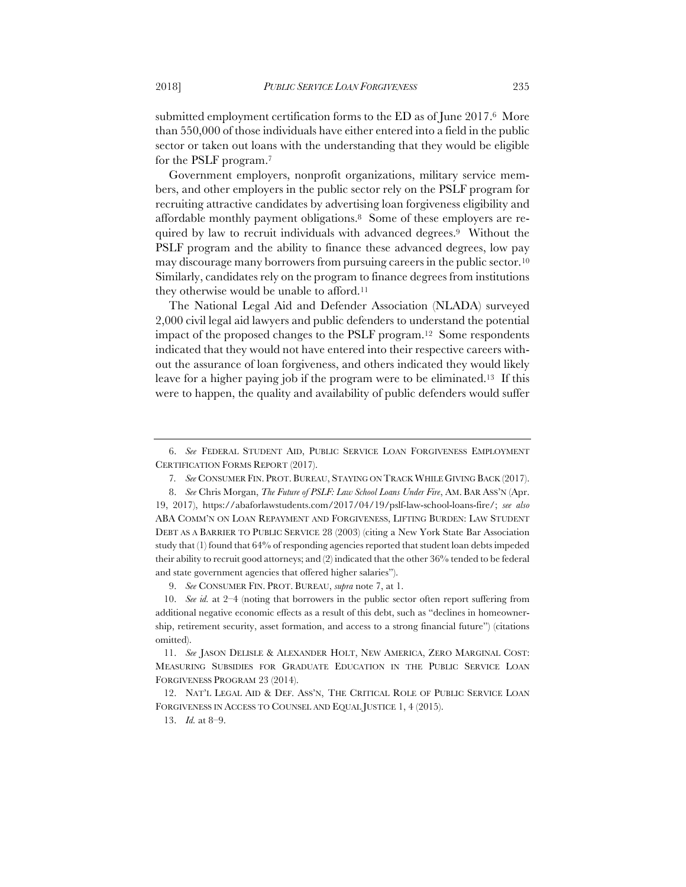submitted employment certification forms to the ED as of June 2017.[6] More than 550,000 of those individuals have either entered into a field in the public sector or taken out loans with the understanding that they would be eligible for the PSLF program.[7]

Government employers, nonprofit organizations, military service members, and other employers in the public sector rely on the PSLF program for recruiting attractive candidates by advertising loan forgiveness eligibility and affordable monthly payment obligations.[8] Some of these employers are required by law to recruit individuals with advanced degrees.[9] Without the PSLF program and the ability to finance these advanced degrees, low pay may discourage many borrowers from pursuing careers in the public sector.[10] Similarly, candidates rely on the program to finance degrees from institutions they otherwise would be unable to afford.[11]

The National Legal Aid and Defender Association (NLADA) surveyed 2,000 civil legal aid lawyers and public defenders to understand the potential impact of the proposed changes to the PSLF program.[12] Some respondents indicated that they would not have entered into their respective careers without the assurance of loan forgiveness, and others indicated they would likely leave for a higher paying job if the program were to be eliminated.[13] If this were to happen, the quality and availability of public defenders would suffer

---

6. *See* FEDERAL STUDENT AID, PUBLIC SERVICE LOAN FORGIVENESS EMPLOYMENT CERTIFICATION FORMS REPORT (2017).

7. *See* CONSUMER FIN. PROT. BUREAU, STAYING ON TRACK WHILE GIVING BACK (2017).

8. *See* Chris Morgan, *The Future of PSLF: Law School Loans Under Fire*, AM. BAR ASS'N (Apr. 19, 2017), https://abaforlawstudents.com/2017/04/19/pslf-law-school-loans-fire/; *see also* ABA COMM'N ON LOAN REPAYMENT AND FORGIVENESS, LIFTING BURDEN: LAW STUDENT DEBT AS A BARRIER TO PUBLIC SERVICE 28 (2003) (citing a New York State Bar Association study that (1) found that 64% of responding agencies reported that student loan debts impeded their ability to recruit good attorneys; and (2) indicated that the other 36% tended to be federal and state government agencies that offered higher salaries").

9. *See* CONSUMER FIN. PROT. BUREAU, *supra* note 7, at 1.

10. *See id.* at 2–4 (noting that borrowers in the public sector often report suffering from additional negative economic effects as a result of this debt, such as "declines in homeownership, retirement security, asset formation, and access to a strong financial future") (citations omitted).

11. *See* JASON DELISLE & ALEXANDER HOLT, NEW AMERICA, ZERO MARGINAL COST: MEASURING SUBSIDIES FOR GRADUATE EDUCATION IN THE PUBLIC SERVICE LOAN FORGIVENESS PROGRAM 23 (2014).

12. NAT'L LEGAL AID & DEF. ASS'N, THE CRITICAL ROLE OF PUBLIC SERVICE LOAN FORGIVENESS IN ACCESS TO COUNSEL AND EQUAL JUSTICE 1, 4 (2015).

13. *Id.* at 8–9.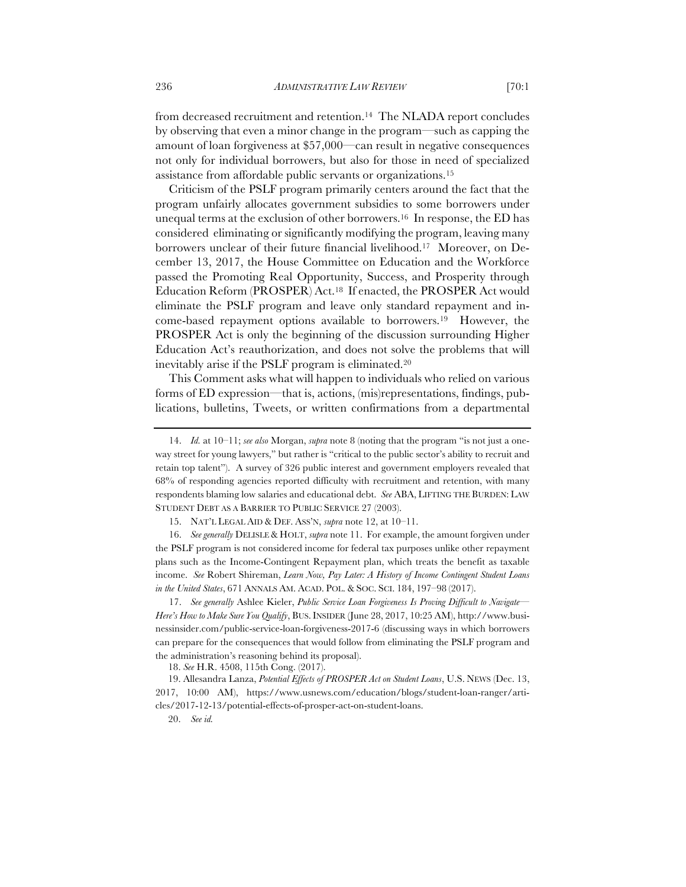from decreased recruitment and retention.[14] The NLADA report concludes by observing that even a minor change in the program—such as capping the amount of loan forgiveness at $57,000—can result in negative consequences not only for individual borrowers, but also for those in need of specialized assistance from affordable public servants or organizations.[15]

Criticism of the PSLF program primarily centers around the fact that the program unfairly allocates government subsidies to some borrowers under unequal terms at the exclusion of other borrowers.[16] In response, the ED has considered eliminating or significantly modifying the program, leaving many borrowers unclear of their future financial livelihood.[17] Moreover, on December 13, 2017, the House Committee on Education and the Workforce passed the Promoting Real Opportunity, Success, and Prosperity through Education Reform (PROSPER) Act.[18] If enacted, the PROSPER Act would eliminate the PSLF program and leave only standard repayment and income-based repayment options available to borrowers.[19] However, the PROSPER Act is only the beginning of the discussion surrounding Higher Education Act's reauthorization, and does not solve the problems that will inevitably arise if the PSLF program is eliminated.[20]

This Comment asks what will happen to individuals who relied on various forms of ED expression—that is, actions, (mis)representations, findings, publications, bulletins, Tweets, or written confirmations from a departmental

---

14. *Id.* at 10–11; *see also* Morgan, *supra* note 8 (noting that the program "is not just a one-way street for young lawyers," but rather is "critical to the public sector's ability to recruit and retain top talent"). A survey of 326 public interest and government employers revealed that 68% of responding agencies reported difficulty with recruitment and retention, with many respondents blaming low salaries and educational debt. *See* ABA, LIFTING THE BURDEN: LAW STUDENT DEBT AS A BARRIER TO PUBLIC SERVICE 27 (2003).

15. NAT'L LEGAL AID & DEF. ASS'N, *supra* note 12, at 10–11.

16. *See generally* DELISLE & HOLT, *supra* note 11. For example, the amount forgiven under the PSLF program is not considered income for federal tax purposes unlike other repayment plans such as the Income-Contingent Repayment plan, which treats the benefit as taxable income. *See* Robert Shireman, *Learn Now, Pay Later: A History of Income Contingent Student Loans in the United States*, 671 ANNALS AM. ACAD. POL. & SOC. SCI. 184, 197–98 (2017).

17. *See generally* Ashlee Kieler, *Public Service Loan Forgiveness Is Proving Difficult to Navigate—Here's How to Make Sure You Qualify*, BUS. INSIDER (June 28, 2017, 10:25 AM), http://www.businessinsider.com/public-service-loan-forgiveness-2017-6 (discussing ways in which borrowers can prepare for the consequences that would follow from eliminating the PSLF program and the administration's reasoning behind its proposal).

18. *See* H.R. 4508, 115th Cong. (2017).

19. Allesandra Lanza, *Potential Effects of PROSPER Act on Student Loans*, U.S. NEWS (Dec. 13, 2017, 10:00 AM), https://www.usnews.com/education/blogs/student-loan-ranger/articles/2017-12-13/potential-effects-of-prosper-act-on-student-loans.

20. *See id.*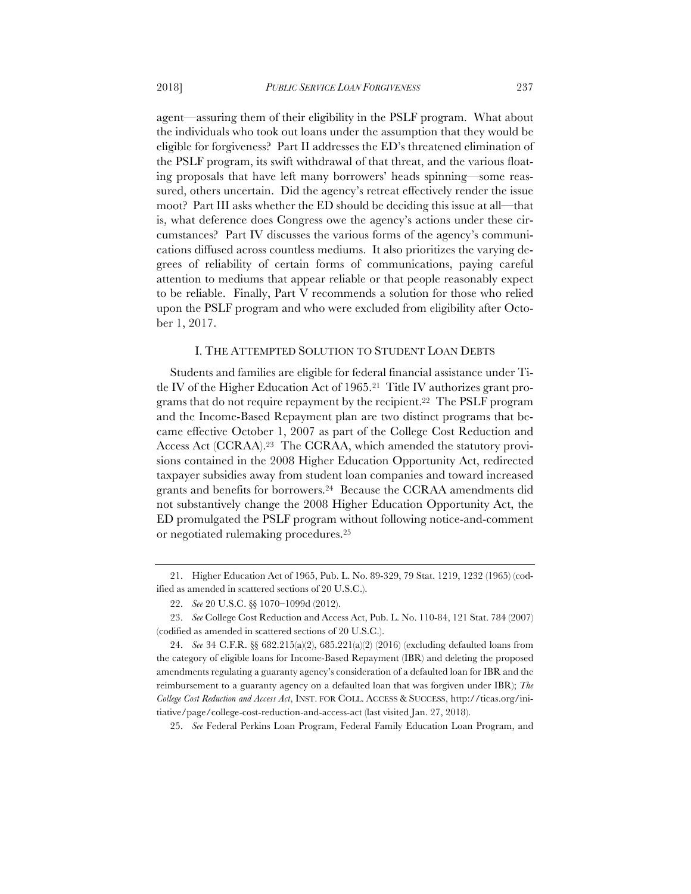agent—assuring them of their eligibility in the PSLF program. What about the individuals who took out loans under the assumption that they would be eligible for forgiveness? Part II addresses the ED's threatened elimination of the PSLF program, its swift withdrawal of that threat, and the various floating proposals that have left many borrowers' heads spinning—some reassured, others uncertain. Did the agency's retreat effectively render the issue moot? Part III asks whether the ED should be deciding this issue at all—that is, what deference does Congress owe the agency's actions under these circumstances? Part IV discusses the various forms of the agency's communications diffused across countless mediums. It also prioritizes the varying degrees of reliability of certain forms of communications, paying careful attention to mediums that appear reliable or that people reasonably expect to be reliable. Finally, Part V recommends a solution for those who relied upon the PSLF program and who were excluded from eligibility after October 1, 2017.

## I. The Attempted Solution to Student Loan Debts

Students and families are eligible for federal financial assistance under Title IV of the Higher Education Act of 1965.[21] Title IV authorizes grant programs that do not require repayment by the recipient.[22] The PSLF program and the Income-Based Repayment plan are two distinct programs that became effective October 1, 2007 as part of the College Cost Reduction and Access Act (CCRAA).[23] The CCRAA, which amended the statutory provisions contained in the 2008 Higher Education Opportunity Act, redirected taxpayer subsidies away from student loan companies and toward increased grants and benefits for borrowers.[24] Because the CCRAA amendments did not substantively change the 2008 Higher Education Opportunity Act, the ED promulgated the PSLF program without following notice-and-comment or negotiated rulemaking procedures.[25]

---

21. Higher Education Act of 1965, Pub. L. No. 89-329, 79 Stat. 1219, 1232 (1965) (codified as amended in scattered sections of 20 U.S.C.).

22. *See* 20 U.S.C. §§ 1070–1099d (2012).

23. *See* College Cost Reduction and Access Act, Pub. L. No. 110-84, 121 Stat. 784 (2007) (codified as amended in scattered sections of 20 U.S.C.).

24. *See* 34 C.F.R. §§ 682.215(a)(2), 685.221(a)(2) (2016) (excluding defaulted loans from the category of eligible loans for Income-Based Repayment (IBR) and deleting the proposed amendments regulating a guaranty agency's consideration of a defaulted loan for IBR and the reimbursement to a guaranty agency on a defaulted loan that was forgiven under IBR); *The College Cost Reduction and Access Act*, INST. FOR COLL. ACCESS & SUCCESS, http://ticas.org/initiative/page/college-cost-reduction-and-access-act (last visited Jan. 27, 2018).

25. *See* Federal Perkins Loan Program, Federal Family Education Loan Program, and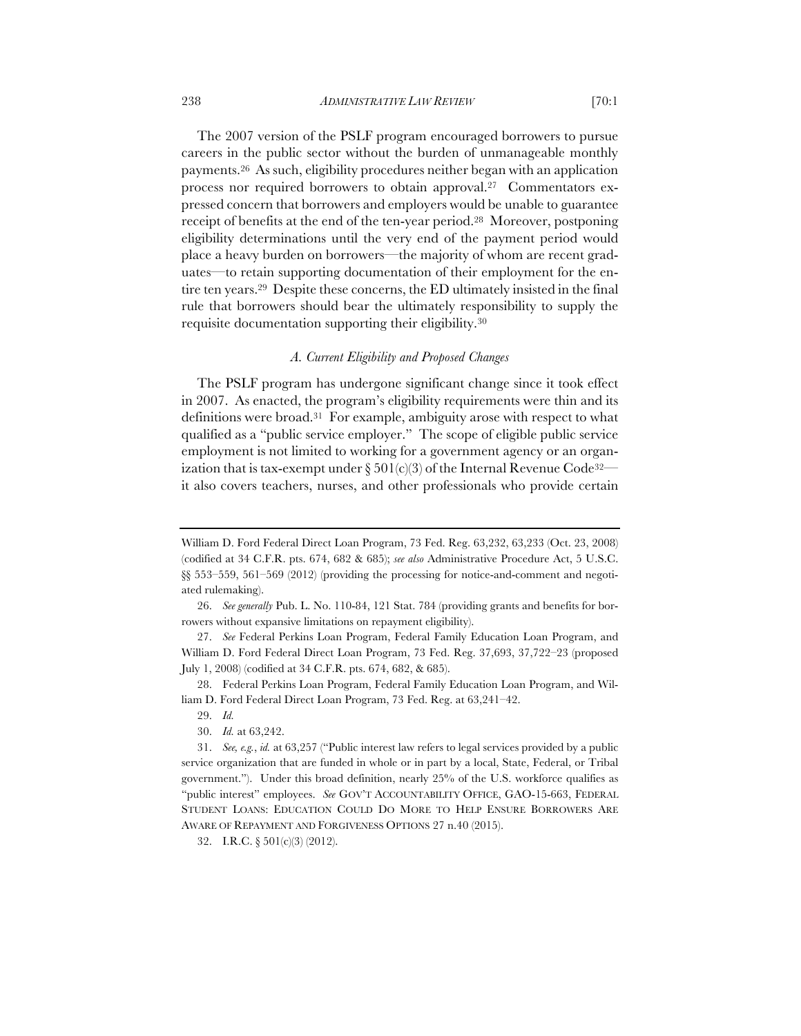The 2007 version of the PSLF program encouraged borrowers to pursue careers in the public sector without the burden of unmanageable monthly payments.[26] As such, eligibility procedures neither began with an application process nor required borrowers to obtain approval.[27] Commentators expressed concern that borrowers and employers would be unable to guarantee receipt of benefits at the end of the ten-year period.[28] Moreover, postponing eligibility determinations until the very end of the payment period would place a heavy burden on borrowers—the majority of whom are recent graduates—to retain supporting documentation of their employment for the entire ten years.[29] Despite these concerns, the ED ultimately insisted in the final rule that borrowers should bear the ultimately responsibility to supply the requisite documentation supporting their eligibility.[30]

### *A. Current Eligibility and Proposed Changes*

The PSLF program has undergone significant change since it took effect in 2007. As enacted, the program's eligibility requirements were thin and its definitions were broad.[31] For example, ambiguity arose with respect to what qualified as a "public service employer." The scope of eligible public service employment is not limited to working for a government agency or an organization that is tax-exempt under § 501(c)(3) of the Internal Revenue Code[32]—it also covers teachers, nurses, and other professionals who provide certain

---

William D. Ford Federal Direct Loan Program, 73 Fed. Reg. 63,232, 63,233 (Oct. 23, 2008) (codified at 34 C.F.R. pts. 674, 682 & 685); *see also* Administrative Procedure Act, 5 U.S.C. §§ 553–559, 561–569 (2012) (providing the processing for notice-and-comment and negotiated rulemaking).

26. *See generally* Pub. L. No. 110-84, 121 Stat. 784 (providing grants and benefits for borrowers without expansive limitations on repayment eligibility).

27. *See* Federal Perkins Loan Program, Federal Family Education Loan Program, and William D. Ford Federal Direct Loan Program, 73 Fed. Reg. 37,693, 37,722–23 (proposed July 1, 2008) (codified at 34 C.F.R. pts. 674, 682, & 685).

28. Federal Perkins Loan Program, Federal Family Education Loan Program, and William D. Ford Federal Direct Loan Program, 73 Fed. Reg. at 63,241–42.

29. *Id.*

30. *Id.* at 63,242.

31. *See, e.g.*, *id.* at 63,257 ("Public interest law refers to legal services provided by a public service organization that are funded in whole or in part by a local, State, Federal, or Tribal government."). Under this broad definition, nearly 25% of the U.S. workforce qualifies as "public interest" employees. *See* GOV'T ACCOUNTABILITY OFFICE, GAO-15-663, FEDERAL STUDENT LOANS: EDUCATION COULD DO MORE TO HELP ENSURE BORROWERS ARE AWARE OF REPAYMENT AND FORGIVENESS OPTIONS 27 n.40 (2015).

32. I.R.C. § 501(c)(3) (2012).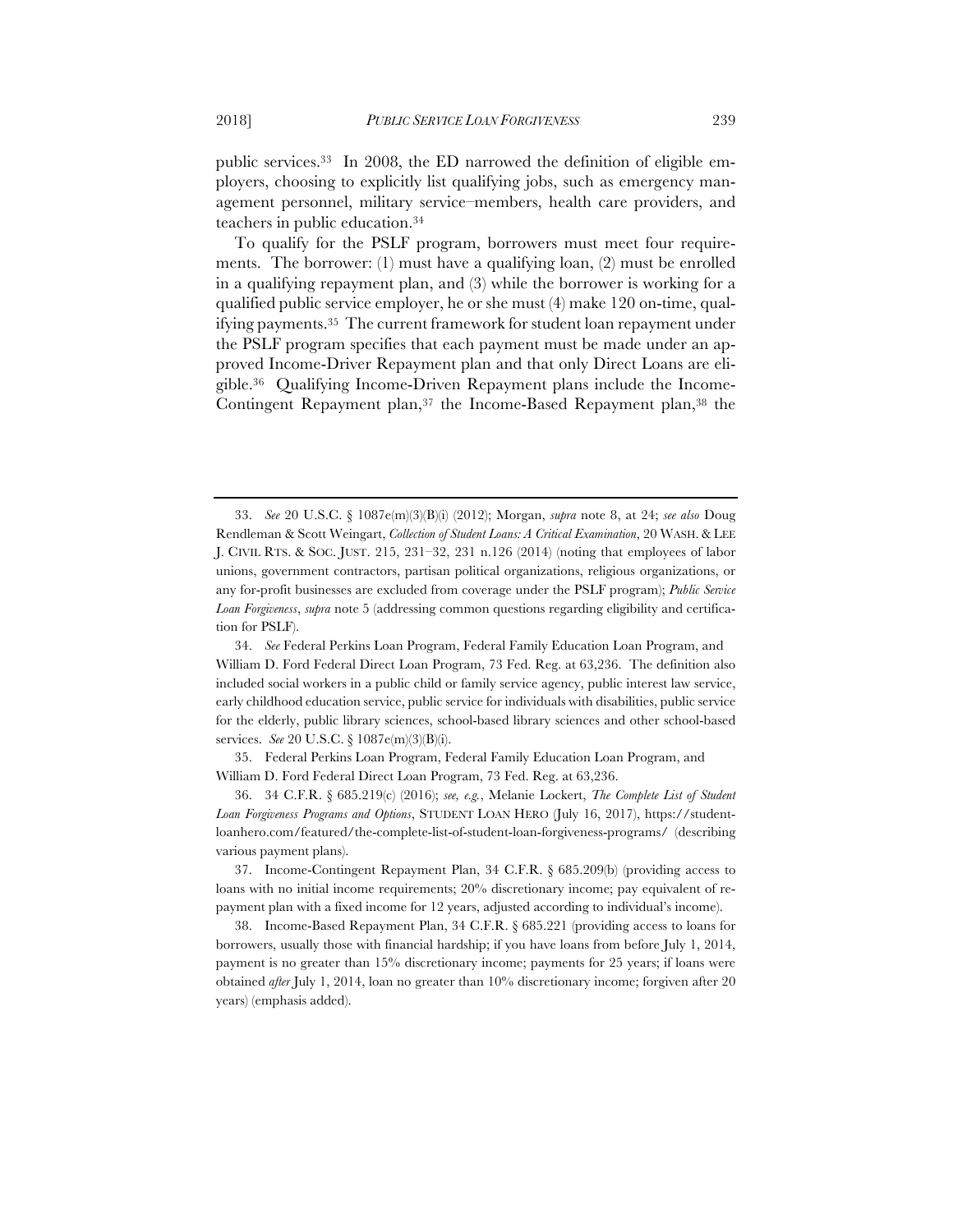public services.[33] In 2008, the ED narrowed the definition of eligible employers, choosing to explicitly list qualifying jobs, such as emergency management personnel, military service–members, health care providers, and teachers in public education.[34]

To qualify for the PSLF program, borrowers must meet four requirements. The borrower: (1) must have a qualifying loan, (2) must be enrolled in a qualifying repayment plan, and (3) while the borrower is working for a qualified public service employer, he or she must (4) make 120 on-time, qualifying payments.[35] The current framework for student loan repayment under the PSLF program specifies that each payment must be made under an approved Income-Driver Repayment plan and that only Direct Loans are eligible.[36] Qualifying Income-Driven Repayment plans include the Income-Contingent Repayment plan,[37] the Income-Based Repayment plan,[38] the

---

33. *See* 20 U.S.C. § 1087e(m)(3)(B)(i) (2012); Morgan, *supra* note 8, at 24; *see also* Doug Rendleman & Scott Weingart, *Collection of Student Loans: A Critical Examination*, 20 WASH. & LEE J. CIVIL RTS. & SOC. JUST. 215, 231–32, 231 n.126 (2014) (noting that employees of labor unions, government contractors, partisan political organizations, religious organizations, or any for-profit businesses are excluded from coverage under the PSLF program); *Public Service Loan Forgiveness*, *supra* note 5 (addressing common questions regarding eligibility and certification for PSLF).

34. *See* Federal Perkins Loan Program, Federal Family Education Loan Program, and William D. Ford Federal Direct Loan Program, 73 Fed. Reg. at 63,236. The definition also included social workers in a public child or family service agency, public interest law service, early childhood education service, public service for individuals with disabilities, public service for the elderly, public library sciences, school-based library sciences and other school-based services. *See* 20 U.S.C. § 1087e(m)(3)(B)(i).

35. Federal Perkins Loan Program, Federal Family Education Loan Program, and William D. Ford Federal Direct Loan Program, 73 Fed. Reg. at 63,236.

36. 34 C.F.R. § 685.219(c) (2016); *see, e.g.*, Melanie Lockert, *The Complete List of Student Loan Forgiveness Programs and Options*, STUDENT LOAN HERO (July 16, 2017), https://studentloanhero.com/featured/the-complete-list-of-student-loan-forgiveness-programs/ (describing various payment plans).

37. Income-Contingent Repayment Plan, 34 C.F.R. § 685.209(b) (providing access to loans with no initial income requirements; 20% discretionary income; pay equivalent of repayment plan with a fixed income for 12 years, adjusted according to individual's income).

38. Income-Based Repayment Plan, 34 C.F.R. § 685.221 (providing access to loans for borrowers, usually those with financial hardship; if you have loans from before July 1, 2014, payment is no greater than 15% discretionary income; payments for 25 years; if loans were obtained *after* July 1, 2014, loan no greater than 10% discretionary income; forgiven after 20 years) (emphasis added).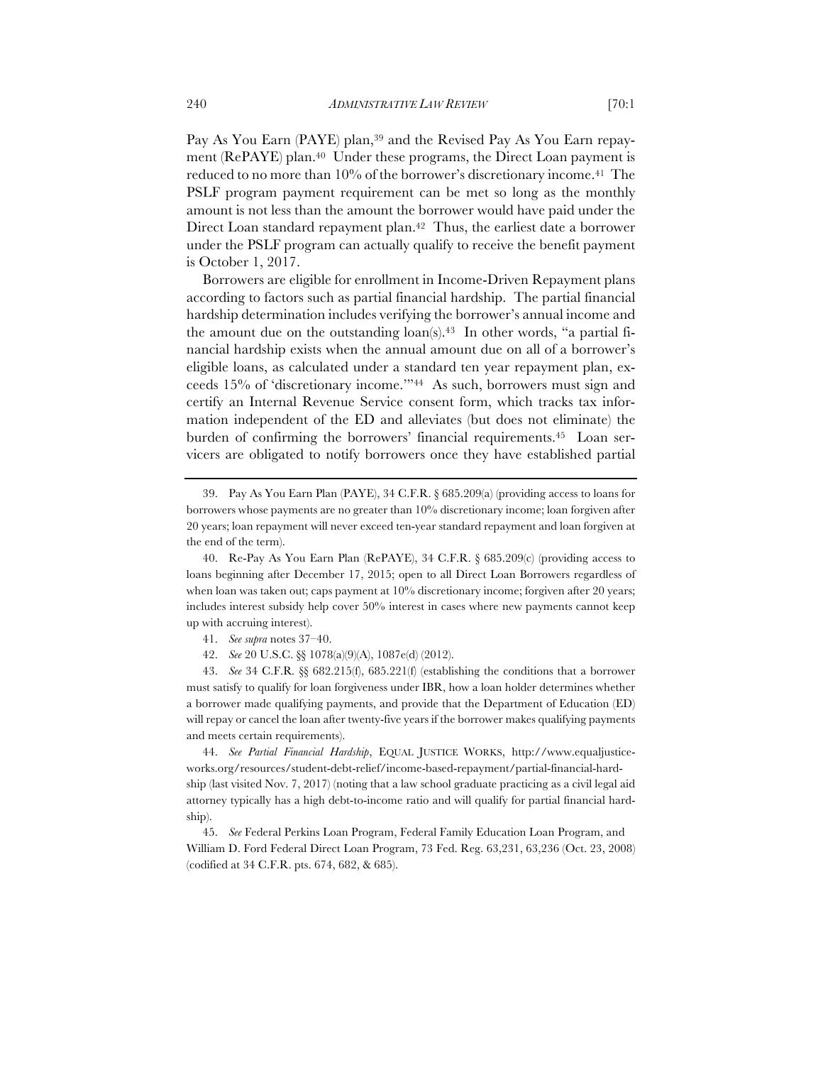Pay As You Earn (PAYE) plan,[39] and the Revised Pay As You Earn repayment (RePAYE) plan.[40] Under these programs, the Direct Loan payment is reduced to no more than 10% of the borrower's discretionary income.[41] The PSLF program payment requirement can be met so long as the monthly amount is not less than the amount the borrower would have paid under the Direct Loan standard repayment plan.[42] Thus, the earliest date a borrower under the PSLF program can actually qualify to receive the benefit payment is October 1, 2017.

Borrowers are eligible for enrollment in Income-Driven Repayment plans according to factors such as partial financial hardship. The partial financial hardship determination includes verifying the borrower's annual income and the amount due on the outstanding loan(s).[43] In other words, "a partial financial hardship exists when the annual amount due on all of a borrower's eligible loans, as calculated under a standard ten year repayment plan, exceeds 15% of 'discretionary income.'"[44] As such, borrowers must sign and certify an Internal Revenue Service consent form, which tracks tax information independent of the ED and alleviates (but does not eliminate) the burden of confirming the borrowers' financial requirements.[45] Loan servicers are obligated to notify borrowers once they have established partial

---

39. Pay As You Earn Plan (PAYE), 34 C.F.R. § 685.209(a) (providing access to loans for borrowers whose payments are no greater than 10% discretionary income; loan forgiven after 20 years; loan repayment will never exceed ten-year standard repayment and loan forgiven at the end of the term).

40. Re-Pay As You Earn Plan (RePAYE), 34 C.F.R. § 685.209(c) (providing access to loans beginning after December 17, 2015; open to all Direct Loan Borrowers regardless of when loan was taken out; caps payment at 10% discretionary income; forgiven after 20 years; includes interest subsidy help cover 50% interest in cases where new payments cannot keep up with accruing interest).

41. *See supra* notes 37–40.

42. *See* 20 U.S.C. §§ 1078(a)(9)(A), 1087e(d) (2012).

43. *See* 34 C.F.R. §§ 682.215(f), 685.221(f) (establishing the conditions that a borrower must satisfy to qualify for loan forgiveness under IBR, how a loan holder determines whether a borrower made qualifying payments, and provide that the Department of Education (ED) will repay or cancel the loan after twenty-five years if the borrower makes qualifying payments and meets certain requirements).

44. *See Partial Financial Hardship*, EQUAL JUSTICE WORKS, http://www.equaljusticeworks.org/resources/student-debt-relief/income-based-repayment/partial-financial-hardship (last visited Nov. 7, 2017) (noting that a law school graduate practicing as a civil legal aid attorney typically has a high debt-to-income ratio and will qualify for partial financial hardship).

45. *See* Federal Perkins Loan Program, Federal Family Education Loan Program, and William D. Ford Federal Direct Loan Program, 73 Fed. Reg. 63,231, 63,236 (Oct. 23, 2008) (codified at 34 C.F.R. pts. 674, 682, & 685).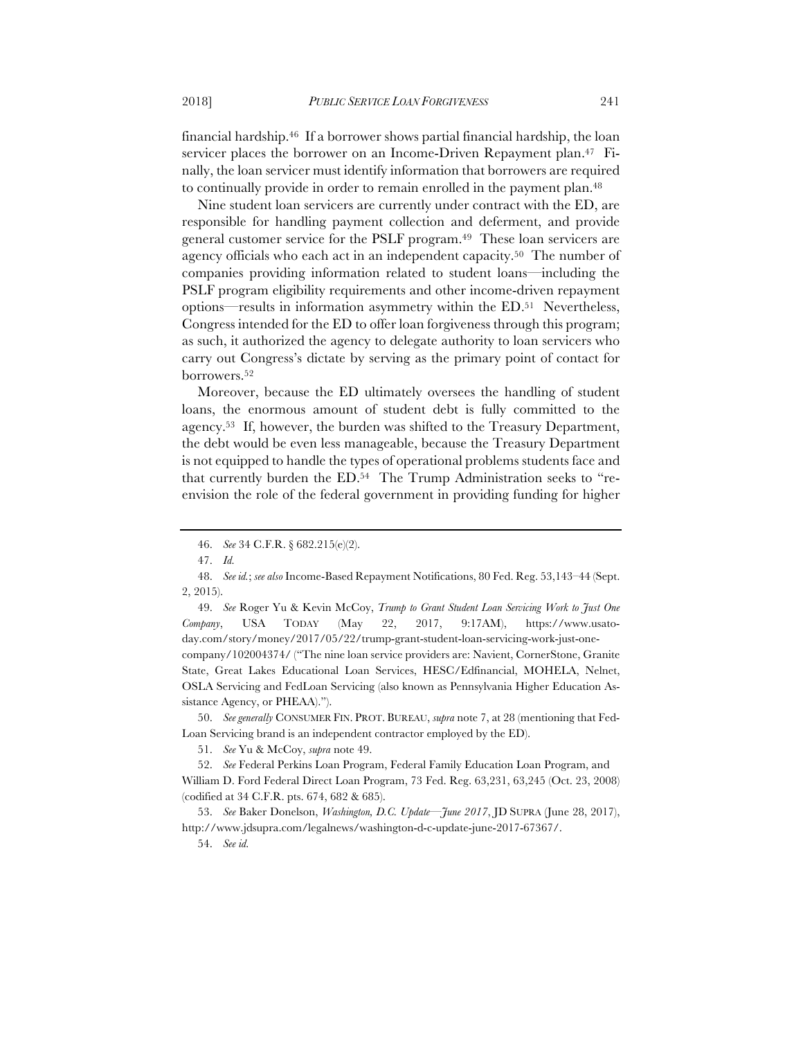financial hardship.[46] If a borrower shows partial financial hardship, the loan servicer places the borrower on an Income-Driven Repayment plan.[47] Finally, the loan servicer must identify information that borrowers are required to continually provide in order to remain enrolled in the payment plan.[48]

Nine student loan servicers are currently under contract with the ED, are responsible for handling payment collection and deferment, and provide general customer service for the PSLF program.[49] These loan servicers are agency officials who each act in an independent capacity.[50] The number of companies providing information related to student loans—including the PSLF program eligibility requirements and other income-driven repayment options—results in information asymmetry within the ED.[51] Nevertheless, Congress intended for the ED to offer loan forgiveness through this program; as such, it authorized the agency to delegate authority to loan servicers who carry out Congress's dictate by serving as the primary point of contact for borrowers.[52]

Moreover, because the ED ultimately oversees the handling of student loans, the enormous amount of student debt is fully committed to the agency.[53] If, however, the burden was shifted to the Treasury Department, the debt would be even less manageable, because the Treasury Department is not equipped to handle the types of operational problems students face and that currently burden the ED.[54] The Trump Administration seeks to "re-envision the role of the federal government in providing funding for higher

---

46. *See* 34 C.F.R. § 682.215(e)(2).

47. *Id.*

48. *See id.*; *see also* Income-Based Repayment Notifications, 80 Fed. Reg. 53,143–44 (Sept. 2, 2015).

49. *See* Roger Yu & Kevin McCoy, *Trump to Grant Student Loan Servicing Work to Just One Company*, USA TODAY (May 22, 2017, 9:17AM), https://www.usatoday.com/story/money/2017/05/22/trump-grant-student-loan-servicing-work-just-one-company/102004374/ ("The nine loan service providers are: Navient, CornerStone, Granite State, Great Lakes Educational Loan Services, HESC/Edfinancial, MOHELA, Nelnet, OSLA Servicing and FedLoan Servicing (also known as Pennsylvania Higher Education Assistance Agency, or PHEAA).").

50. *See generally* CONSUMER FIN. PROT. BUREAU, *supra* note 7, at 28 (mentioning that FedLoan Servicing brand is an independent contractor employed by the ED).

51. *See* Yu & McCoy, *supra* note 49.

52. *See* Federal Perkins Loan Program, Federal Family Education Loan Program, and William D. Ford Federal Direct Loan Program, 73 Fed. Reg. 63,231, 63,245 (Oct. 23, 2008) (codified at 34 C.F.R. pts. 674, 682 & 685).

53. *See* Baker Donelson, *Washington, D.C. Update—June 2017*, JD SUPRA (June 28, 2017), http://www.jdsupra.com/legalnews/washington-d-c-update-june-2017-67367/.

54. *See id.*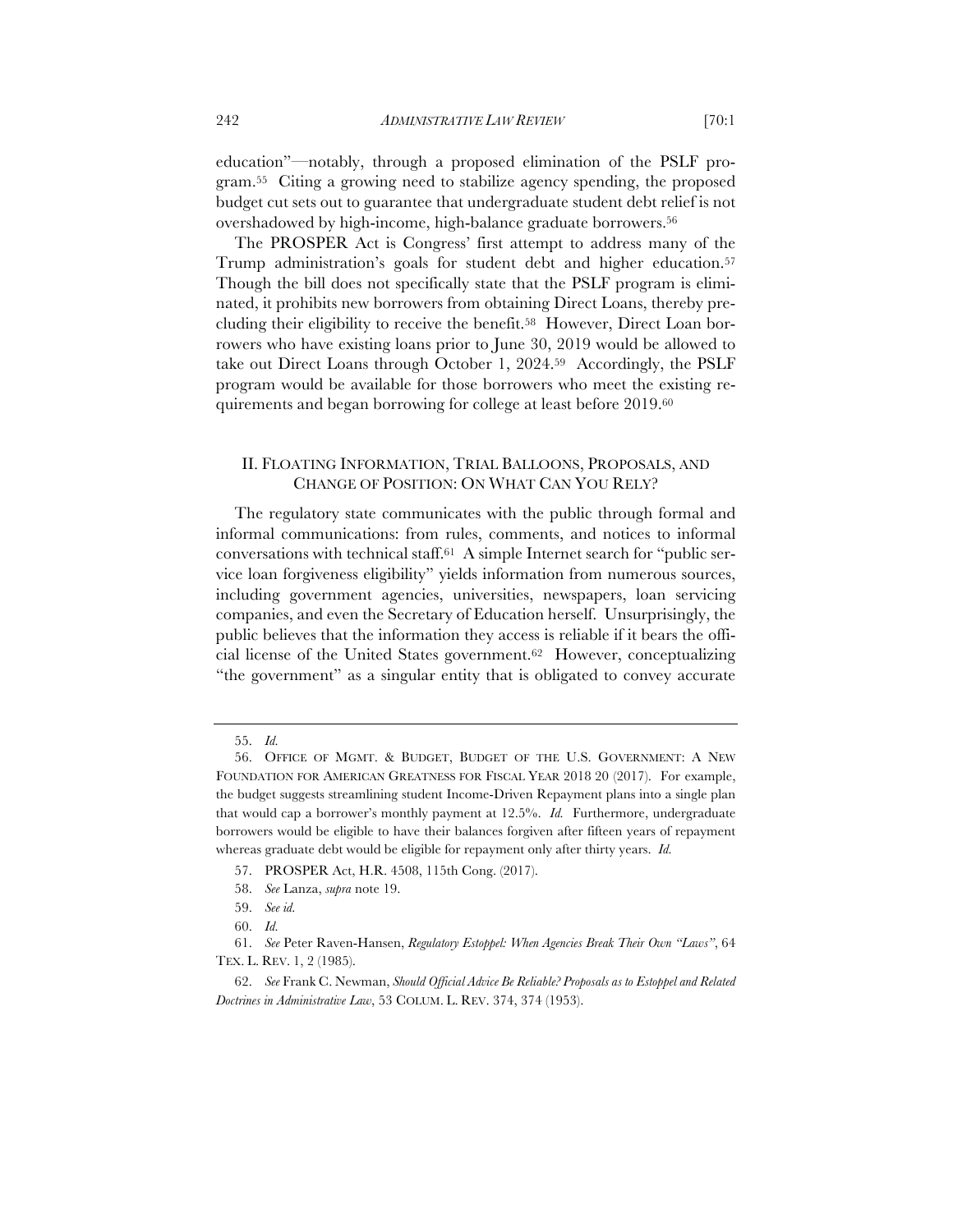education"—notably, through a proposed elimination of the PSLF program.[55] Citing a growing need to stabilize agency spending, the proposed budget cut sets out to guarantee that undergraduate student debt relief is not overshadowed by high-income, high-balance graduate borrowers.[56]

The PROSPER Act is Congress' first attempt to address many of the Trump administration's goals for student debt and higher education.[57] Though the bill does not specifically state that the PSLF program is eliminated, it prohibits new borrowers from obtaining Direct Loans, thereby precluding their eligibility to receive the benefit.[58] However, Direct Loan borrowers who have existing loans prior to June 30, 2019 would be allowed to take out Direct Loans through October 1, 2024.[59] Accordingly, the PSLF program would be available for those borrowers who meet the existing requirements and began borrowing for college at least before 2019.[60]

## II. FLOATING INFORMATION, TRIAL BALLOONS, PROPOSALS, AND CHANGE OF POSITION: ON WHAT CAN YOU RELY?

The regulatory state communicates with the public through formal and informal communications: from rules, comments, and notices to informal conversations with technical staff.[61] A simple Internet search for "public service loan forgiveness eligibility" yields information from numerous sources, including government agencies, universities, newspapers, loan servicing companies, and even the Secretary of Education herself. Unsurprisingly, the public believes that the information they access is reliable if it bears the official license of the United States government.[62] However, conceptualizing "the government" as a singular entity that is obligated to convey accurate

---

55. *Id.*

56. OFFICE OF MGMT. & BUDGET, BUDGET OF THE U.S. GOVERNMENT: A NEW FOUNDATION FOR AMERICAN GREATNESS FOR FISCAL YEAR 2018 20 (2017). For example, the budget suggests streamlining student Income-Driven Repayment plans into a single plan that would cap a borrower's monthly payment at 12.5%. *Id.* Furthermore, undergraduate borrowers would be eligible to have their balances forgiven after fifteen years of repayment whereas graduate debt would be eligible for repayment only after thirty years. *Id.*

57. PROSPER Act, H.R. 4508, 115th Cong. (2017).

58. *See* Lanza, *supra* note 19.

59. *See id.*

60. *Id.*

61. *See* Peter Raven-Hansen, *Regulatory Estoppel: When Agencies Break Their Own "Laws"*, 64 TEX. L. REV. 1, 2 (1985).

62. *See* Frank C. Newman, *Should Official Advice Be Reliable? Proposals as to Estoppel and Related Doctrines in Administrative Law*, 53 COLUM. L. REV. 374, 374 (1953).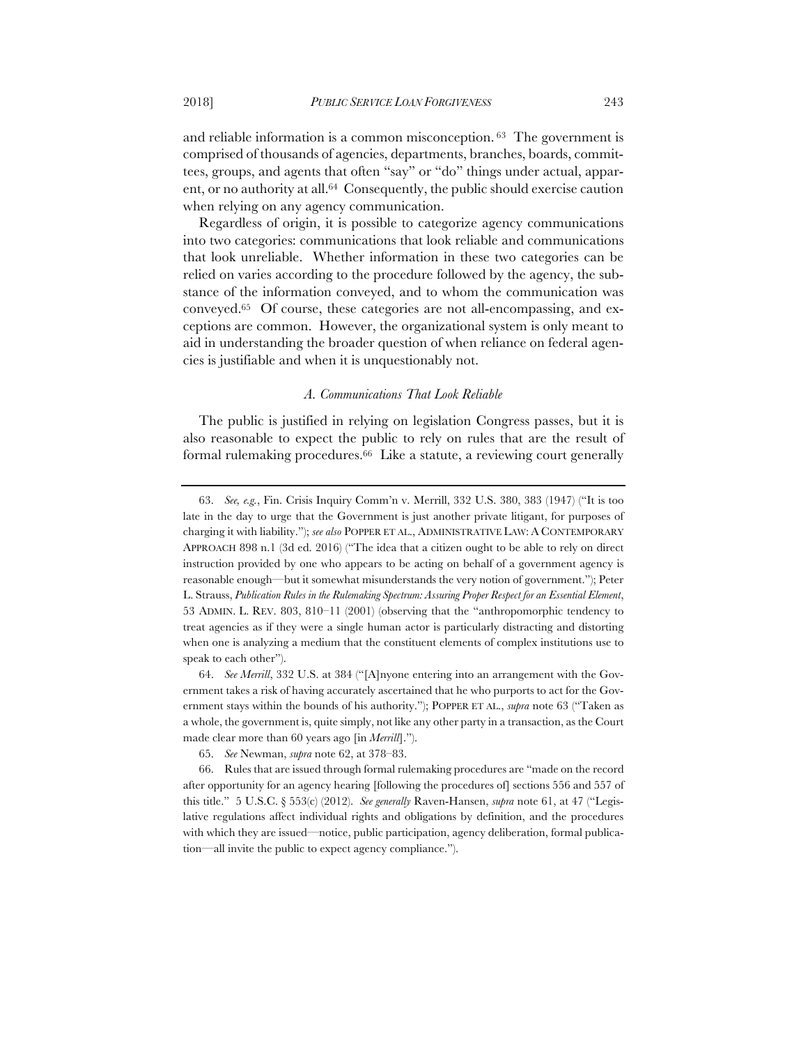and reliable information is a common misconception. [63] The government is comprised of thousands of agencies, departments, branches, boards, committees, groups, and agents that often "say" or "do" things under actual, apparent, or no authority at all.[64] Consequently, the public should exercise caution when relying on any agency communication.

Regardless of origin, it is possible to categorize agency communications into two categories: communications that look reliable and communications that look unreliable. Whether information in these two categories can be relied on varies according to the procedure followed by the agency, the substance of the information conveyed, and to whom the communication was conveyed.[65] Of course, these categories are not all-encompassing, and exceptions are common. However, the organizational system is only meant to aid in understanding the broader question of when reliance on federal agencies is justifiable and when it is unquestionably not.

### *A. Communications That Look Reliable*

The public is justified in relying on legislation Congress passes, but it is also reasonable to expect the public to rely on rules that are the result of formal rulemaking procedures.[66] Like a statute, a reviewing court generally

---

63. *See, e.g.*, Fin. Crisis Inquiry Comm'n v. Merrill, 332 U.S. 380, 383 (1947) ("It is too late in the day to urge that the Government is just another private litigant, for purposes of charging it with liability."); *see also* POPPER ET AL., ADMINISTRATIVE LAW: A CONTEMPORARY APPROACH 898 n.1 (3d ed. 2016) ("The idea that a citizen ought to be able to rely on direct instruction provided by one who appears to be acting on behalf of a government agency is reasonable enough—but it somewhat misunderstands the very notion of government."); Peter L. Strauss, *Publication Rules in the Rulemaking Spectrum: Assuring Proper Respect for an Essential Element*, 53 ADMIN. L. REV. 803, 810–11 (2001) (observing that the "anthropomorphic tendency to treat agencies as if they were a single human actor is particularly distracting and distorting when one is analyzing a medium that the constituent elements of complex institutions use to speak to each other").

64. *See Merrill*, 332 U.S. at 384 ("[A]nyone entering into an arrangement with the Government takes a risk of having accurately ascertained that he who purports to act for the Government stays within the bounds of his authority."); POPPER ET AL., *supra* note 63 ("Taken as a whole, the government is, quite simply, not like any other party in a transaction, as the Court made clear more than 60 years ago [in *Merrill*].").

65. *See* Newman, *supra* note 62, at 378–83.

66. Rules that are issued through formal rulemaking procedures are "made on the record after opportunity for an agency hearing [following the procedures of] sections 556 and 557 of this title." 5 U.S.C. § 553(c) (2012). *See generally* Raven-Hansen, *supra* note 61, at 47 ("Legislative regulations affect individual rights and obligations by definition, and the procedures with which they are issued—notice, public participation, agency deliberation, formal publication—all invite the public to expect agency compliance.").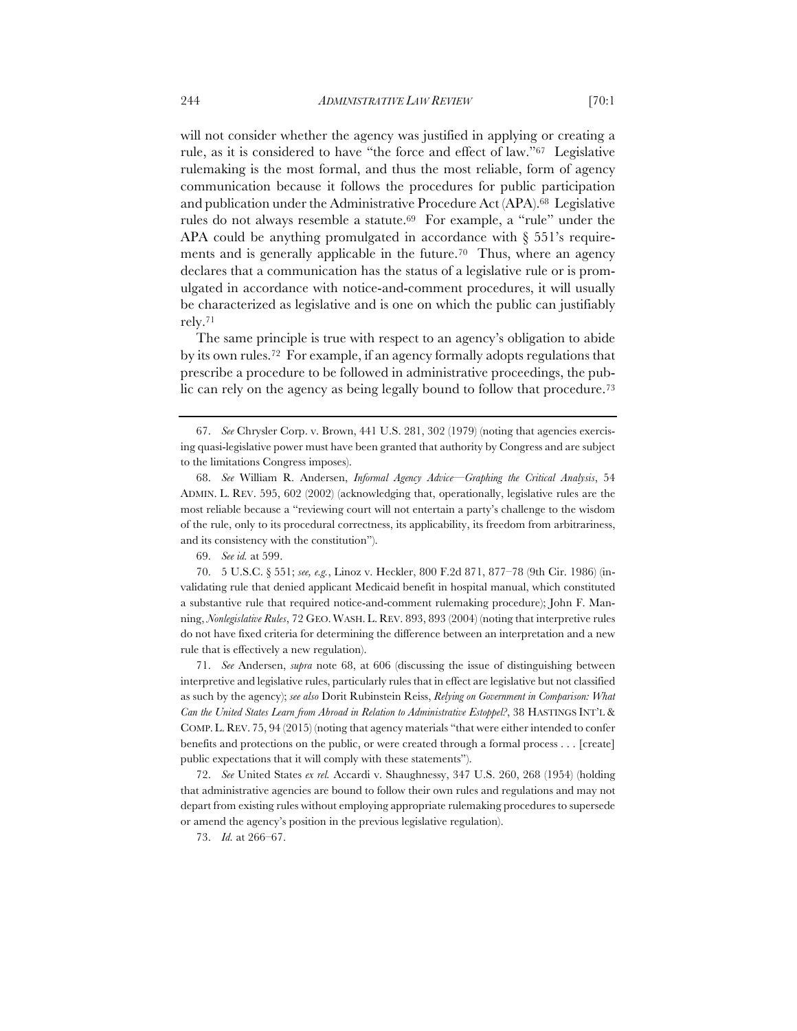will not consider whether the agency was justified in applying or creating a rule, as it is considered to have "the force and effect of law."[67] Legislative rulemaking is the most formal, and thus the most reliable, form of agency communication because it follows the procedures for public participation and publication under the Administrative Procedure Act (APA).[68] Legislative rules do not always resemble a statute.[69] For example, a "rule" under the APA could be anything promulgated in accordance with § 551's requirements and is generally applicable in the future.[70] Thus, where an agency declares that a communication has the status of a legislative rule or is promulgated in accordance with notice-and-comment procedures, it will usually be characterized as legislative and is one on which the public can justifiably rely.[71]

The same principle is true with respect to an agency's obligation to abide by its own rules.[72] For example, if an agency formally adopts regulations that prescribe a procedure to be followed in administrative proceedings, the public can rely on the agency as being legally bound to follow that procedure.[73]

---

67. *See* Chrysler Corp. v. Brown, 441 U.S. 281, 302 (1979) (noting that agencies exercising quasi-legislative power must have been granted that authority by Congress and are subject to the limitations Congress imposes).

68. *See* William R. Andersen, *Informal Agency Advice—Graphing the Critical Analysis*, 54 ADMIN. L. REV. 595, 602 (2002) (acknowledging that, operationally, legislative rules are the most reliable because a "reviewing court will not entertain a party's challenge to the wisdom of the rule, only to its procedural correctness, its applicability, its freedom from arbitrariness, and its consistency with the constitution").

69. *See id.* at 599.

70. 5 U.S.C. § 551; *see, e.g.*, Linoz v. Heckler, 800 F.2d 871, 877–78 (9th Cir. 1986) (invalidating rule that denied applicant Medicaid benefit in hospital manual, which constituted a substantive rule that required notice-and-comment rulemaking procedure); John F. Manning, *Nonlegislative Rules*, 72 GEO. WASH. L. REV. 893, 893 (2004) (noting that interpretive rules do not have fixed criteria for determining the difference between an interpretation and a new rule that is effectively a new regulation).

71. *See* Andersen, *supra* note 68, at 606 (discussing the issue of distinguishing between interpretive and legislative rules, particularly rules that in effect are legislative but not classified as such by the agency); *see also* Dorit Rubinstein Reiss, *Relying on Government in Comparison: What Can the United States Learn from Abroad in Relation to Administrative Estoppel?*, 38 HASTINGS INT'L & COMP. L. REV. 75, 94 (2015) (noting that agency materials "that were either intended to confer benefits and protections on the public, or were created through a formal process . . . [create] public expectations that it will comply with these statements").

72. *See* United States *ex rel.* Accardi v. Shaughnessy, 347 U.S. 260, 268 (1954) (holding that administrative agencies are bound to follow their own rules and regulations and may not depart from existing rules without employing appropriate rulemaking procedures to supersede or amend the agency's position in the previous legislative regulation).

73. *Id.* at 266–67.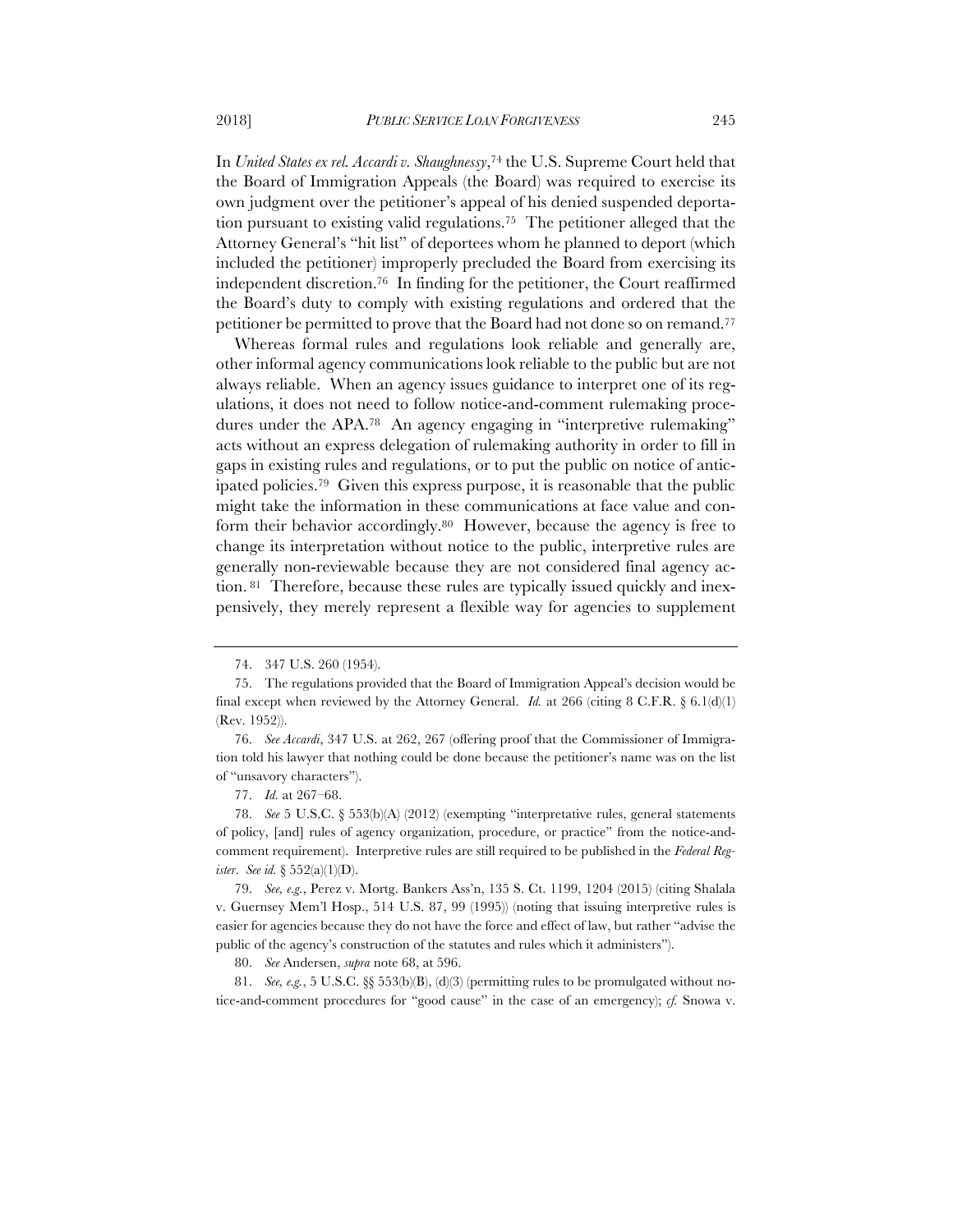In *United States ex rel. Accardi v. Shaughnessy*,[74] the U.S. Supreme Court held that the Board of Immigration Appeals (the Board) was required to exercise its own judgment over the petitioner's appeal of his denied suspended deportation pursuant to existing valid regulations.[75] The petitioner alleged that the Attorney General's "hit list" of deportees whom he planned to deport (which included the petitioner) improperly precluded the Board from exercising its independent discretion.[76] In finding for the petitioner, the Court reaffirmed the Board's duty to comply with existing regulations and ordered that the petitioner be permitted to prove that the Board had not done so on remand.[77]

Whereas formal rules and regulations look reliable and generally are, other informal agency communications look reliable to the public but are not always reliable. When an agency issues guidance to interpret one of its regulations, it does not need to follow notice-and-comment rulemaking procedures under the APA.[78] An agency engaging in "interpretive rulemaking" acts without an express delegation of rulemaking authority in order to fill in gaps in existing rules and regulations, or to put the public on notice of anticipated policies.[79] Given this express purpose, it is reasonable that the public might take the information in these communications at face value and conform their behavior accordingly.[80] However, because the agency is free to change its interpretation without notice to the public, interpretive rules are generally non-reviewable because they are not considered final agency action.[81] Therefore, because these rules are typically issued quickly and inexpensively, they merely represent a flexible way for agencies to supplement

---

74. 347 U.S. 260 (1954).

75. The regulations provided that the Board of Immigration Appeal's decision would be final except when reviewed by the Attorney General. *Id.* at 266 (citing 8 C.F.R. § 6.1(d)(1) (Rev. 1952)).

76. *See Accardi*, 347 U.S. at 262, 267 (offering proof that the Commissioner of Immigration told his lawyer that nothing could be done because the petitioner's name was on the list of "unsavory characters").

77. *Id.* at 267–68.

78. *See* 5 U.S.C. § 553(b)(A) (2012) (exempting "interpretative rules, general statements of policy, [and] rules of agency organization, procedure, or practice" from the notice-and-comment requirement). Interpretive rules are still required to be published in the *Federal Register*. *See id.* § 552(a)(1)(D).

79. *See, e.g.*, Perez v. Mortg. Bankers Ass'n, 135 S. Ct. 1199, 1204 (2015) (citing Shalala v. Guernsey Mem'l Hosp., 514 U.S. 87, 99 (1995)) (noting that issuing interpretive rules is easier for agencies because they do not have the force and effect of law, but rather "advise the public of the agency's construction of the statutes and rules which it administers").

80. *See* Andersen, *supra* note 68, at 596.

81. *See, e.g.*, 5 U.S.C. §§ 553(b)(B), (d)(3) (permitting rules to be promulgated without notice-and-comment procedures for "good cause" in the case of an emergency); *cf.* Snowa v.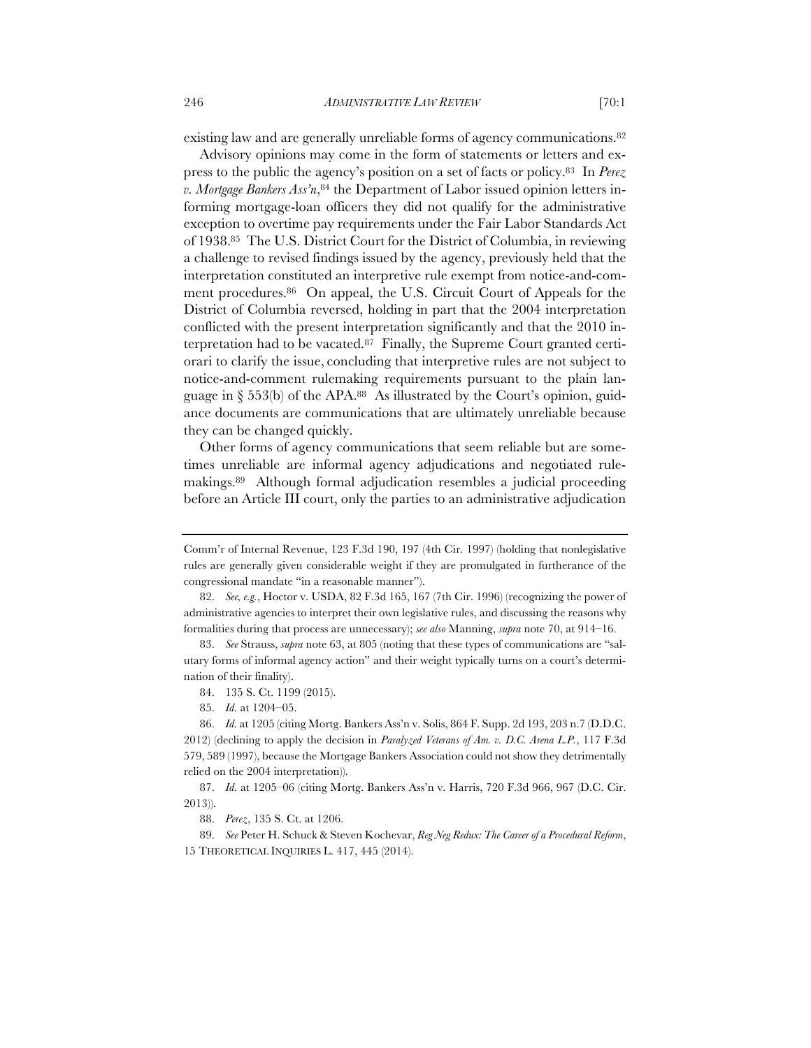existing law and are generally unreliable forms of agency communications.[82]

Advisory opinions may come in the form of statements or letters and express to the public the agency's position on a set of facts or policy.[83] In *Perez v. Mortgage Bankers Ass'n*,[84] the Department of Labor issued opinion letters informing mortgage-loan officers they did not qualify for the administrative exception to overtime pay requirements under the Fair Labor Standards Act of 1938.[85] The U.S. District Court for the District of Columbia, in reviewing a challenge to revised findings issued by the agency, previously held that the interpretation constituted an interpretive rule exempt from notice-and-comment procedures.[86] On appeal, the U.S. Circuit Court of Appeals for the District of Columbia reversed, holding in part that the 2004 interpretation conflicted with the present interpretation significantly and that the 2010 interpretation had to be vacated.[87] Finally, the Supreme Court granted certiorari to clarify the issue, concluding that interpretive rules are not subject to notice-and-comment rulemaking requirements pursuant to the plain language in § 553(b) of the APA.[88] As illustrated by the Court's opinion, guidance documents are communications that are ultimately unreliable because they can be changed quickly.

Other forms of agency communications that seem reliable but are sometimes unreliable are informal agency adjudications and negotiated rulemakings.[89] Although formal adjudication resembles a judicial proceeding before an Article III court, only the parties to an administrative adjudication

---

Comm'r of Internal Revenue, 123 F.3d 190, 197 (4th Cir. 1997) (holding that nonlegislative rules are generally given considerable weight if they are promulgated in furtherance of the congressional mandate "in a reasonable manner").

82. *See, e.g.*, Hoctor v. USDA, 82 F.3d 165, 167 (7th Cir. 1996) (recognizing the power of administrative agencies to interpret their own legislative rules, and discussing the reasons why formalities during that process are unnecessary); *see also* Manning, *supra* note 70, at 914–16.

83. *See* Strauss, *supra* note 63, at 805 (noting that these types of communications are "salutary forms of informal agency action" and their weight typically turns on a court's determination of their finality).

84. 135 S. Ct. 1199 (2015).

85. *Id.* at 1204–05.

86. *Id.* at 1205 (citing Mortg. Bankers Ass'n v. Solis, 864 F. Supp. 2d 193, 203 n.7 (D.D.C. 2012) (declining to apply the decision in *Paralyzed Veterans of Am. v. D.C. Arena L.P.*, 117 F.3d 579, 589 (1997), because the Mortgage Bankers Association could not show they detrimentally relied on the 2004 interpretation)).

87. *Id.* at 1205–06 (citing Mortg. Bankers Ass'n v. Harris, 720 F.3d 966, 967 (D.C. Cir. 2013)).

88. *Perez*, 135 S. Ct. at 1206.

89. *See* Peter H. Schuck & Steven Kochevar, *Reg Neg Redux: The Career of a Procedural Reform*, 15 THEORETICAL INQUIRIES L. 417, 445 (2014).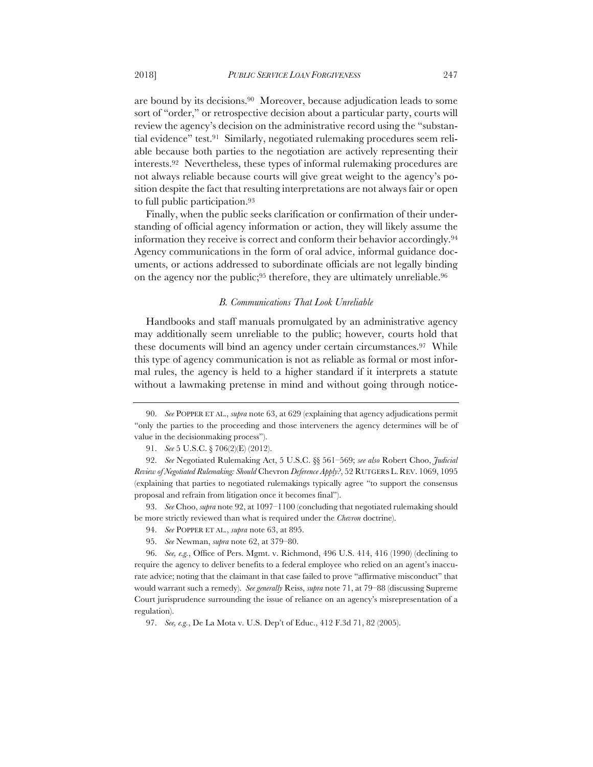are bound by its decisions.[90] Moreover, because adjudication leads to some sort of "order," or retrospective decision about a particular party, courts will review the agency's decision on the administrative record using the "substantial evidence" test.[91] Similarly, negotiated rulemaking procedures seem reliable because both parties to the negotiation are actively representing their interests.[92] Nevertheless, these types of informal rulemaking procedures are not always reliable because courts will give great weight to the agency's position despite the fact that resulting interpretations are not always fair or open to full public participation.[93]

Finally, when the public seeks clarification or confirmation of their understanding of official agency information or action, they will likely assume the information they receive is correct and conform their behavior accordingly.[94] Agency communications in the form of oral advice, informal guidance documents, or actions addressed to subordinate officials are not legally binding on the agency nor the public;[95] therefore, they are ultimately unreliable.[96]

### *B. Communications That Look Unreliable*

Handbooks and staff manuals promulgated by an administrative agency may additionally seem unreliable to the public; however, courts hold that these documents will bind an agency under certain circumstances.[97] While this type of agency communication is not as reliable as formal or most informal rules, the agency is held to a higher standard if it interprets a statute without a lawmaking pretense in mind and without going through notice-

---

90. *See* POPPER ET AL., *supra* note 63, at 629 (explaining that agency adjudications permit "only the parties to the proceeding and those interveners the agency determines will be of value in the decisionmaking process").

91. *See* 5 U.S.C. § 706(2)(E) (2012).

92. *See* Negotiated Rulemaking Act, 5 U.S.C. §§ 561–569; *see also* Robert Choo, *Judicial Review of Negotiated Rulemaking: Should* Chevron *Deference Apply?*, 52 RUTGERS L. REV. 1069, 1095 (explaining that parties to negotiated rulemakings typically agree "to support the consensus proposal and refrain from litigation once it becomes final").

93. *See* Choo, *supra* note 92, at 1097–1100 (concluding that negotiated rulemaking should be more strictly reviewed than what is required under the *Chevron* doctrine).

94. *See* POPPER ET AL., *supra* note 63, at 895.

95. *See* Newman, *supra* note 62, at 379–80.

96. *See, e.g.*, Office of Pers. Mgmt. v. Richmond, 496 U.S. 414, 416 (1990) (declining to require the agency to deliver benefits to a federal employee who relied on an agent's inaccurate advice; noting that the claimant in that case failed to prove "affirmative misconduct" that would warrant such a remedy). *See generally* Reiss, *supra* note 71, at 79–88 (discussing Supreme Court jurisprudence surrounding the issue of reliance on an agency's misrepresentation of a regulation).

97. *See, e.g.*, De La Mota v. U.S. Dep't of Educ., 412 F.3d 71, 82 (2005).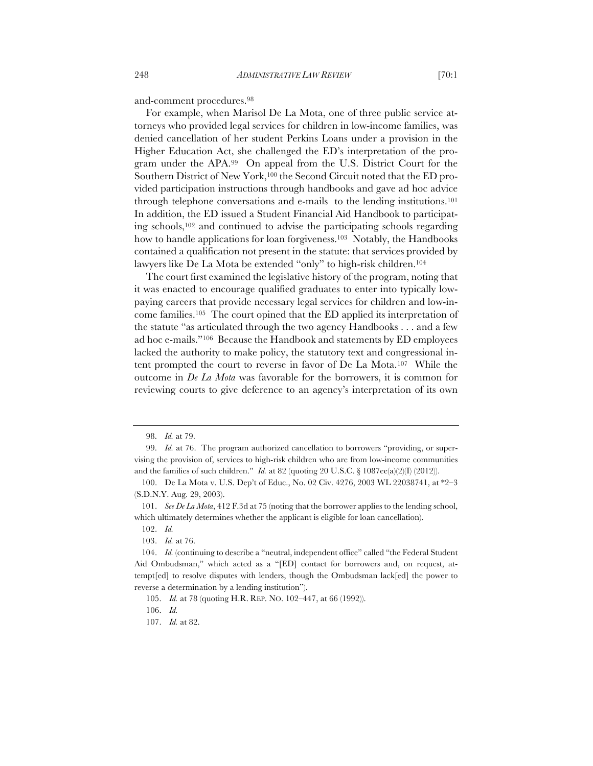and-comment procedures.[98]

For example, when Marisol De La Mota, one of three public service attorneys who provided legal services for children in low-income families, was denied cancellation of her student Perkins Loans under a provision in the Higher Education Act, she challenged the ED's interpretation of the program under the APA.[99] On appeal from the U.S. District Court for the Southern District of New York,[100] the Second Circuit noted that the ED provided participation instructions through handbooks and gave ad hoc advice through telephone conversations and e-mails to the lending institutions.[101] In addition, the ED issued a Student Financial Aid Handbook to participating schools,[102] and continued to advise the participating schools regarding how to handle applications for loan forgiveness.[103] Notably, the Handbooks contained a qualification not present in the statute: that services provided by lawyers like De La Mota be extended "only" to high-risk children.[104]

The court first examined the legislative history of the program, noting that it was enacted to encourage qualified graduates to enter into typically low-paying careers that provide necessary legal services for children and low-income families.[105] The court opined that the ED applied its interpretation of the statute "as articulated through the two agency Handbooks . . . and a few ad hoc e-mails."[106] Because the Handbook and statements by ED employees lacked the authority to make policy, the statutory text and congressional intent prompted the court to reverse in favor of De La Mota.[107] While the outcome in *De La Mota* was favorable for the borrowers, it is common for reviewing courts to give deference to an agency's interpretation of its own

---

98. *Id.* at 79.

99. *Id.* at 76. The program authorized cancellation to borrowers "providing, or supervising the provision of, services to high-risk children who are from low-income communities and the families of such children." *Id.* at 82 (quoting 20 U.S.C. § 1087ee(a)(2)(I) (2012)).

100. De La Mota v. U.S. Dep't of Educ., No. 02 Civ. 4276, 2003 WL 22038741, at *2–3 (S.D.N.Y. Aug. 29, 2003).

101. *See De La Mota*, 412 F.3d at 75 (noting that the borrower applies to the lending school, which ultimately determines whether the applicant is eligible for loan cancellation).

102. *Id.*

103. *Id.* at 76.

104. *Id.* (continuing to describe a "neutral, independent office" called "the Federal Student Aid Ombudsman," which acted as a "[ED] contact for borrowers and, on request, attempt[ed] to resolve disputes with lenders, though the Ombudsman lack[ed] the power to reverse a determination by a lending institution").

105. *Id.* at 78 (quoting H.R. REP. NO. 102–447, at 66 (1992)).

106. *Id.*

107. *Id.* at 82.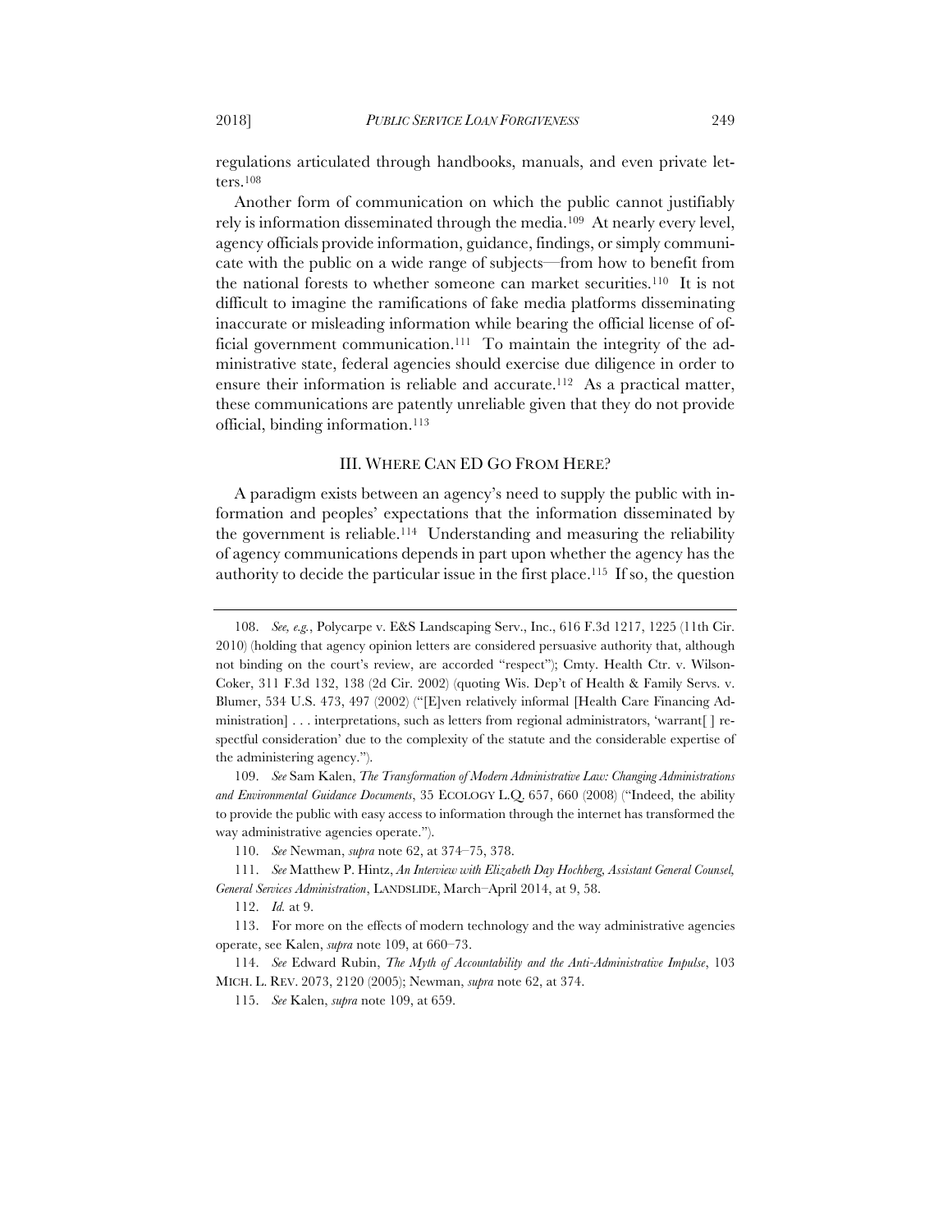regulations articulated through handbooks, manuals, and even private letters.[108]

Another form of communication on which the public cannot justifiably rely is information disseminated through the media.[109] At nearly every level, agency officials provide information, guidance, findings, or simply communicate with the public on a wide range of subjects—from how to benefit from the national forests to whether someone can market securities.[110] It is not difficult to imagine the ramifications of fake media platforms disseminating inaccurate or misleading information while bearing the official license of official government communication.[111] To maintain the integrity of the administrative state, federal agencies should exercise due diligence in order to ensure their information is reliable and accurate.[112] As a practical matter, these communications are patently unreliable given that they do not provide official, binding information.[113]

## III. WHERE CAN ED GO FROM HERE?

A paradigm exists between an agency's need to supply the public with information and peoples' expectations that the information disseminated by the government is reliable.[114] Understanding and measuring the reliability of agency communications depends in part upon whether the agency has the authority to decide the particular issue in the first place.[115] If so, the question

---

108. *See, e.g.*, Polycarpe v. E&S Landscaping Serv., Inc., 616 F.3d 1217, 1225 (11th Cir. 2010) (holding that agency opinion letters are considered persuasive authority that, although not binding on the court's review, are accorded "respect"); Cmty. Health Ctr. v. Wilson-Coker, 311 F.3d 132, 138 (2d Cir. 2002) (quoting Wis. Dep't of Health & Family Servs. v. Blumer, 534 U.S. 473, 497 (2002) ("[E]ven relatively informal [Health Care Financing Administration] . . . interpretations, such as letters from regional administrators, 'warrant[ ] respectful consideration' due to the complexity of the statute and the considerable expertise of the administering agency.").

109. *See* Sam Kalen, *The Transformation of Modern Administrative Law: Changing Administrations and Environmental Guidance Documents*, 35 ECOLOGY L.Q. 657, 660 (2008) ("Indeed, the ability to provide the public with easy access to information through the internet has transformed the way administrative agencies operate.").

110. *See* Newman, *supra* note 62, at 374–75, 378.

111. *See* Matthew P. Hintz, *An Interview with Elizabeth Day Hochberg, Assistant General Counsel, General Services Administration*, LANDSLIDE, March–April 2014, at 9, 58.

112. *Id.* at 9.

113. For more on the effects of modern technology and the way administrative agencies operate, see Kalen, *supra* note 109, at 660–73.

114. *See* Edward Rubin, *The Myth of Accountability and the Anti-Administrative Impulse*, 103 MICH. L. REV. 2073, 2120 (2005); Newman, *supra* note 62, at 374.

115. *See* Kalen, *supra* note 109, at 659.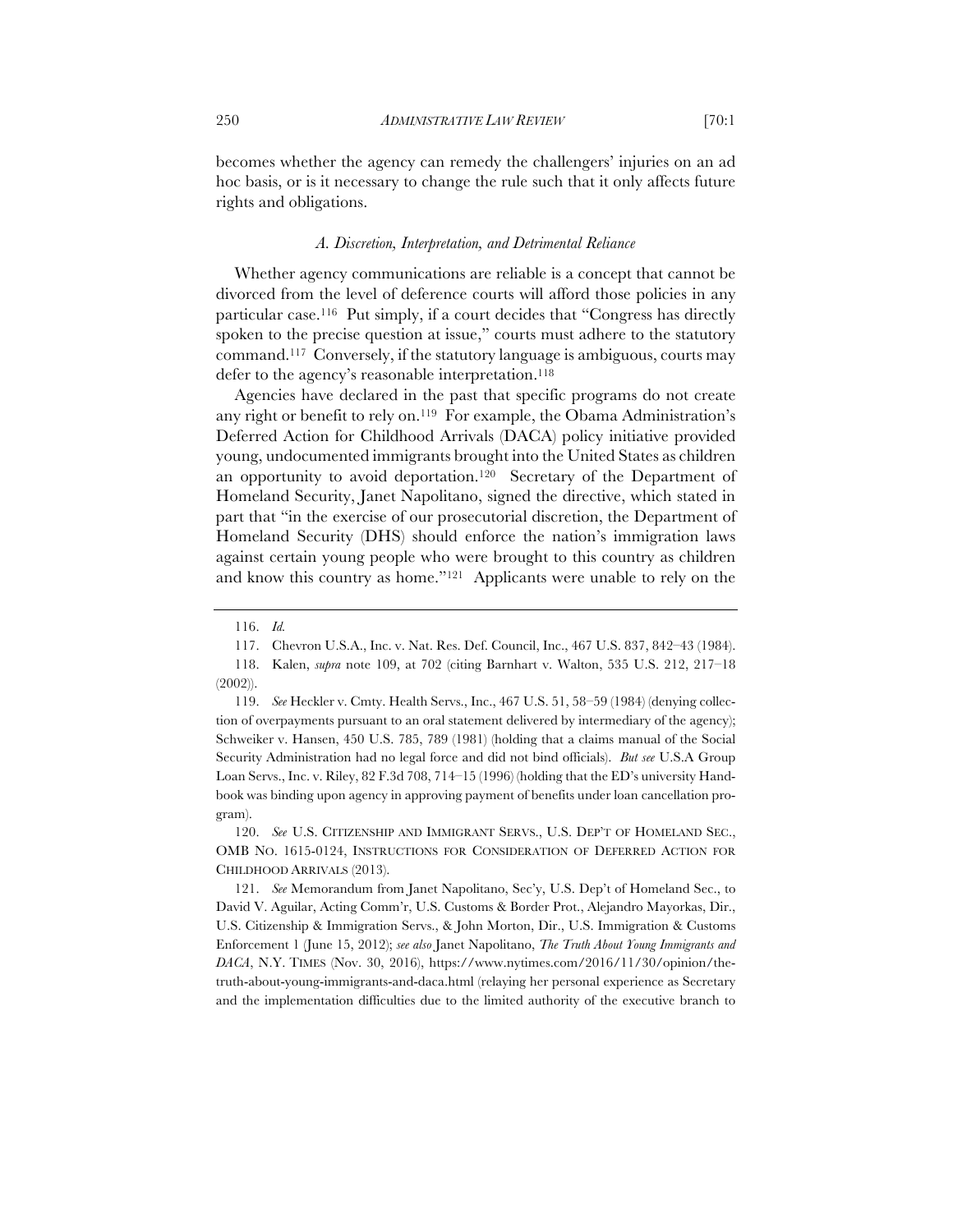becomes whether the agency can remedy the challengers' injuries on an ad hoc basis, or is it necessary to change the rule such that it only affects future rights and obligations.

### *A. Discretion, Interpretation, and Detrimental Reliance*

Whether agency communications are reliable is a concept that cannot be divorced from the level of deference courts will afford those policies in any particular case.[116] Put simply, if a court decides that "Congress has directly spoken to the precise question at issue," courts must adhere to the statutory command.[117] Conversely, if the statutory language is ambiguous, courts may defer to the agency's reasonable interpretation.[118]

Agencies have declared in the past that specific programs do not create any right or benefit to rely on.[119] For example, the Obama Administration's Deferred Action for Childhood Arrivals (DACA) policy initiative provided young, undocumented immigrants brought into the United States as children an opportunity to avoid deportation.[120] Secretary of the Department of Homeland Security, Janet Napolitano, signed the directive, which stated in part that "in the exercise of our prosecutorial discretion, the Department of Homeland Security (DHS) should enforce the nation's immigration laws against certain young people who were brought to this country as children and know this country as home."[121] Applicants were unable to rely on the

---

116. *Id.*

117. Chevron U.S.A., Inc. v. Nat. Res. Def. Council, Inc., 467 U.S. 837, 842–43 (1984).

118. Kalen, *supra* note 109, at 702 (citing Barnhart v. Walton, 535 U.S. 212, 217–18 (2002)).

119. *See* Heckler v. Cmty. Health Servs., Inc., 467 U.S. 51, 58–59 (1984) (denying collection of overpayments pursuant to an oral statement delivered by intermediary of the agency); Schweiker v. Hansen, 450 U.S. 785, 789 (1981) (holding that a claims manual of the Social Security Administration had no legal force and did not bind officials). *But see* U.S.A Group Loan Servs., Inc. v. Riley, 82 F.3d 708, 714–15 (1996) (holding that the ED's university Handbook was binding upon agency in approving payment of benefits under loan cancellation program).

120. *See* U.S. CITIZENSHIP AND IMMIGRANT SERVS., U.S. DEP'T OF HOMELAND SEC., OMB NO. 1615-0124, INSTRUCTIONS FOR CONSIDERATION OF DEFERRED ACTION FOR CHILDHOOD ARRIVALS (2013).

121. *See* Memorandum from Janet Napolitano, Sec'y, U.S. Dep't of Homeland Sec., to David V. Aguilar, Acting Comm'r, U.S. Customs & Border Prot., Alejandro Mayorkas, Dir., U.S. Citizenship & Immigration Servs., & John Morton, Dir., U.S. Immigration & Customs Enforcement 1 (June 15, 2012); *see also* Janet Napolitano, *The Truth About Young Immigrants and DACA*, N.Y. TIMES (Nov. 30, 2016), https://www.nytimes.com/2016/11/30/opinion/the-truth-about-young-immigrants-and-daca.html (relaying her personal experience as Secretary and the implementation difficulties due to the limited authority of the executive branch to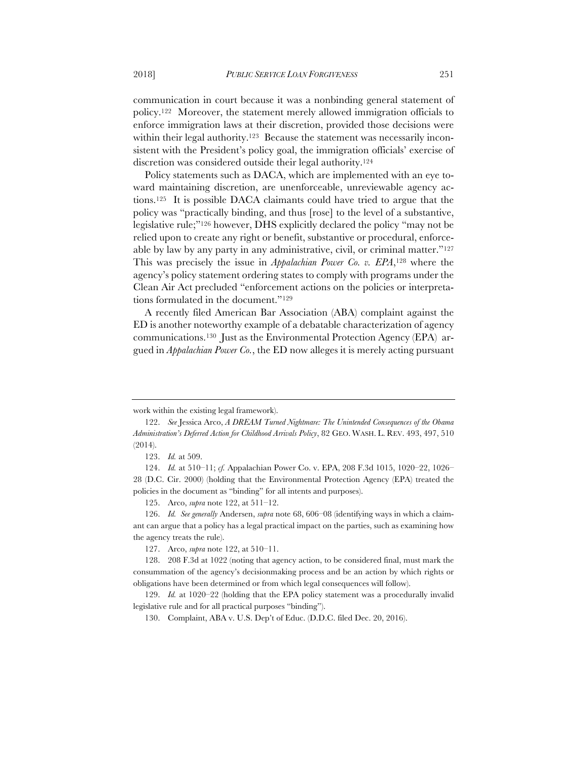communication in court because it was a nonbinding general statement of policy.[122] Moreover, the statement merely allowed immigration officials to enforce immigration laws at their discretion, provided those decisions were within their legal authority.[123] Because the statement was necessarily inconsistent with the President's policy goal, the immigration officials' exercise of discretion was considered outside their legal authority.[124]

Policy statements such as DACA, which are implemented with an eye toward maintaining discretion, are unenforceable, unreviewable agency actions.[125] It is possible DACA claimants could have tried to argue that the policy was "practically binding, and thus [rose] to the level of a substantive, legislative rule;"[126] however, DHS explicitly declared the policy "may not be relied upon to create any right or benefit, substantive or procedural, enforceable by law by any party in any administrative, civil, or criminal matter."[127] This was precisely the issue in *Appalachian Power Co. v. EPA*,[128] where the agency's policy statement ordering states to comply with programs under the Clean Air Act precluded "enforcement actions on the policies or interpretations formulated in the document."[129]

A recently filed American Bar Association (ABA) complaint against the ED is another noteworthy example of a debatable characterization of agency communications.[130] Just as the Environmental Protection Agency (EPA) argued in *Appalachian Power Co.*, the ED now alleges it is merely acting pursuant

---

work within the existing legal framework).

122. *See* Jessica Arco, *A DREAM Turned Nightmare: The Unintended Consequences of the Obama Administration's Deferred Action for Childhood Arrivals Policy*, 82 GEO. WASH. L. REV. 493, 497, 510 (2014).

123. *Id.* at 509.

124. *Id.* at 510–11; *cf.* Appalachian Power Co. v. EPA, 208 F.3d 1015, 1020–22, 1026–28 (D.C. Cir. 2000) (holding that the Environmental Protection Agency (EPA) treated the policies in the document as "binding" for all intents and purposes).

125. Arco, *supra* note 122, at 511–12.

126. *Id. See generally* Andersen, *supra* note 68, 606–08 (identifying ways in which a claimant can argue that a policy has a legal practical impact on the parties, such as examining how the agency treats the rule).

127. Arco, *supra* note 122, at 510–11.

128. 208 F.3d at 1022 (noting that agency action, to be considered final, must mark the consummation of the agency's decisionmaking process and be an action by which rights or obligations have been determined or from which legal consequences will follow).

129. *Id.* at 1020–22 (holding that the EPA policy statement was a procedurally invalid legislative rule and for all practical purposes "binding").

130. Complaint, ABA v. U.S. Dep't of Educ. (D.D.C. filed Dec. 20, 2016).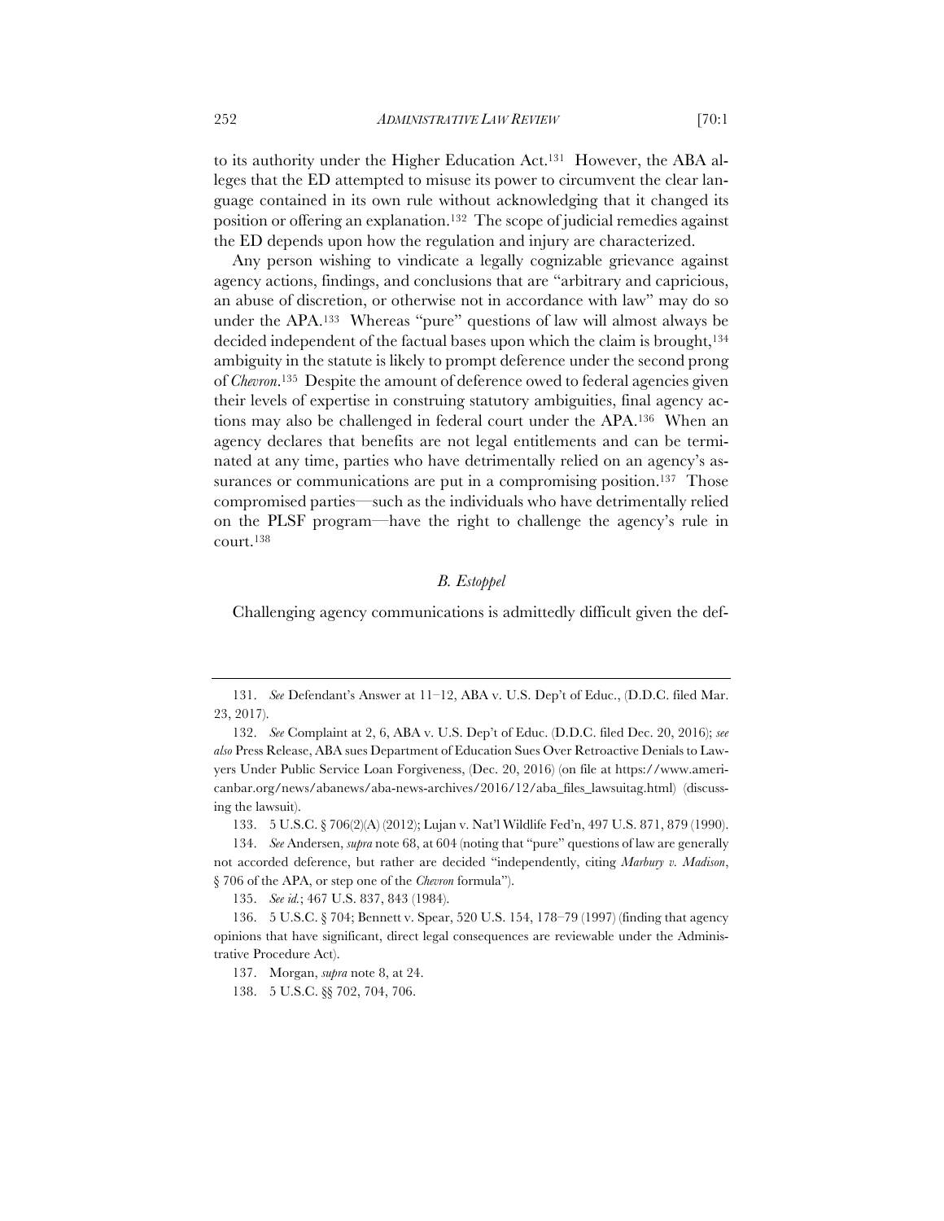to its authority under the Higher Education Act.[131] However, the ABA alleges that the ED attempted to misuse its power to circumvent the clear language contained in its own rule without acknowledging that it changed its position or offering an explanation.[132] The scope of judicial remedies against the ED depends upon how the regulation and injury are characterized.

Any person wishing to vindicate a legally cognizable grievance against agency actions, findings, and conclusions that are "arbitrary and capricious, an abuse of discretion, or otherwise not in accordance with law" may do so under the APA.[133] Whereas "pure" questions of law will almost always be decided independent of the factual bases upon which the claim is brought,[134] ambiguity in the statute is likely to prompt deference under the second prong of *Chevron*.[135] Despite the amount of deference owed to federal agencies given their levels of expertise in construing statutory ambiguities, final agency actions may also be challenged in federal court under the APA.[136] When an agency declares that benefits are not legal entitlements and can be terminated at any time, parties who have detrimentally relied on an agency's assurances or communications are put in a compromising position.[137] Those compromised parties—such as the individuals who have detrimentally relied on the PLSF program—have the right to challenge the agency's rule in court.[138]

### *B. Estoppel*

Challenging agency communications is admittedly difficult given the def-

---

131. *See* Defendant's Answer at 11–12, ABA v. U.S. Dep't of Educ., (D.D.C. filed Mar. 23, 2017).

132. *See* Complaint at 2, 6, ABA v. U.S. Dep't of Educ. (D.D.C. filed Dec. 20, 2016); *see also* Press Release, ABA sues Department of Education Sues Over Retroactive Denials to Lawyers Under Public Service Loan Forgiveness, (Dec. 20, 2016) (on file at https://www.americanbar.org/news/abanews/aba-news-archives/2016/12/aba_files_lawsuitag.html) (discussing the lawsuit).

133. 5 U.S.C. § 706(2)(A) (2012); Lujan v. Nat'l Wildlife Fed'n, 497 U.S. 871, 879 (1990).

134. *See* Andersen, *supra* note 68, at 604 (noting that "pure" questions of law are generally not accorded deference, but rather are decided "independently, citing *Marbury v. Madison*, § 706 of the APA, or step one of the *Chevron* formula").

135. *See id.*; 467 U.S. 837, 843 (1984).

136. 5 U.S.C. § 704; Bennett v. Spear, 520 U.S. 154, 178–79 (1997) (finding that agency opinions that have significant, direct legal consequences are reviewable under the Administrative Procedure Act).

137. Morgan, *supra* note 8, at 24.

138. 5 U.S.C. §§ 702, 704, 706.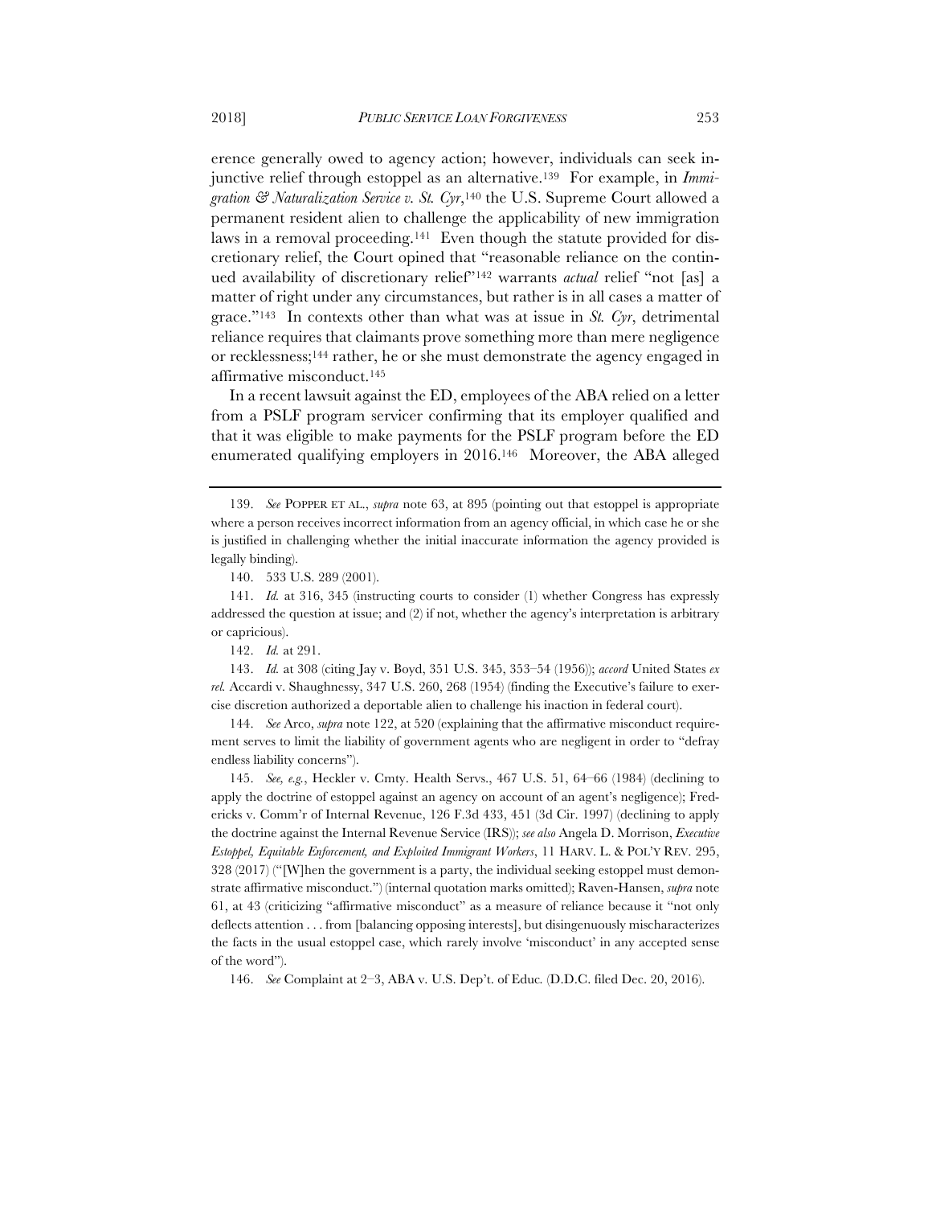erence generally owed to agency action; however, individuals can seek injunctive relief through estoppel as an alternative.[139] For example, in *Immigration & Naturalization Service v. St. Cyr*,[140] the U.S. Supreme Court allowed a permanent resident alien to challenge the applicability of new immigration laws in a removal proceeding.[141] Even though the statute provided for discretionary relief, the Court opined that "reasonable reliance on the continued availability of discretionary relief"[142] warrants *actual* relief "not [as] a matter of right under any circumstances, but rather is in all cases a matter of grace."[143] In contexts other than what was at issue in *St. Cyr*, detrimental reliance requires that claimants prove something more than mere negligence or recklessness;[144] rather, he or she must demonstrate the agency engaged in affirmative misconduct.[145]

In a recent lawsuit against the ED, employees of the ABA relied on a letter from a PSLF program servicer confirming that its employer qualified and that it was eligible to make payments for the PSLF program before the ED enumerated qualifying employers in 2016.[146] Moreover, the ABA alleged

---

139. *See* POPPER ET AL., *supra* note 63, at 895 (pointing out that estoppel is appropriate where a person receives incorrect information from an agency official, in which case he or she is justified in challenging whether the initial inaccurate information the agency provided is legally binding).

140. 533 U.S. 289 (2001).

141. *Id.* at 316, 345 (instructing courts to consider (1) whether Congress has expressly addressed the question at issue; and (2) if not, whether the agency's interpretation is arbitrary or capricious).

142. *Id.* at 291.

143. *Id.* at 308 (citing Jay v. Boyd, 351 U.S. 345, 353–54 (1956)); *accord* United States *ex rel.* Accardi v. Shaughnessy, 347 U.S. 260, 268 (1954) (finding the Executive's failure to exercise discretion authorized a deportable alien to challenge his inaction in federal court).

144. *See* Arco, *supra* note 122, at 520 (explaining that the affirmative misconduct requirement serves to limit the liability of government agents who are negligent in order to "defray endless liability concerns").

145. *See, e.g.*, Heckler v. Cmty. Health Servs., 467 U.S. 51, 64–66 (1984) (declining to apply the doctrine of estoppel against an agency on account of an agent's negligence); Fredericks v. Comm'r of Internal Revenue, 126 F.3d 433, 451 (3d Cir. 1997) (declining to apply the doctrine against the Internal Revenue Service (IRS)); *see also* Angela D. Morrison, *Executive Estoppel, Equitable Enforcement, and Exploited Immigrant Workers*, 11 HARV. L. & POL'Y REV. 295, 328 (2017) ("[W]hen the government is a party, the individual seeking estoppel must demonstrate affirmative misconduct.") (internal quotation marks omitted); Raven-Hansen, *supra* note 61, at 43 (criticizing "affirmative misconduct" as a measure of reliance because it "not only deflects attention . . . from [balancing opposing interests], but disingenuously mischaracterizes the facts in the usual estoppel case, which rarely involve 'misconduct' in any accepted sense of the word").

146. *See* Complaint at 2–3, ABA v. U.S. Dep't. of Educ. (D.D.C. filed Dec. 20, 2016).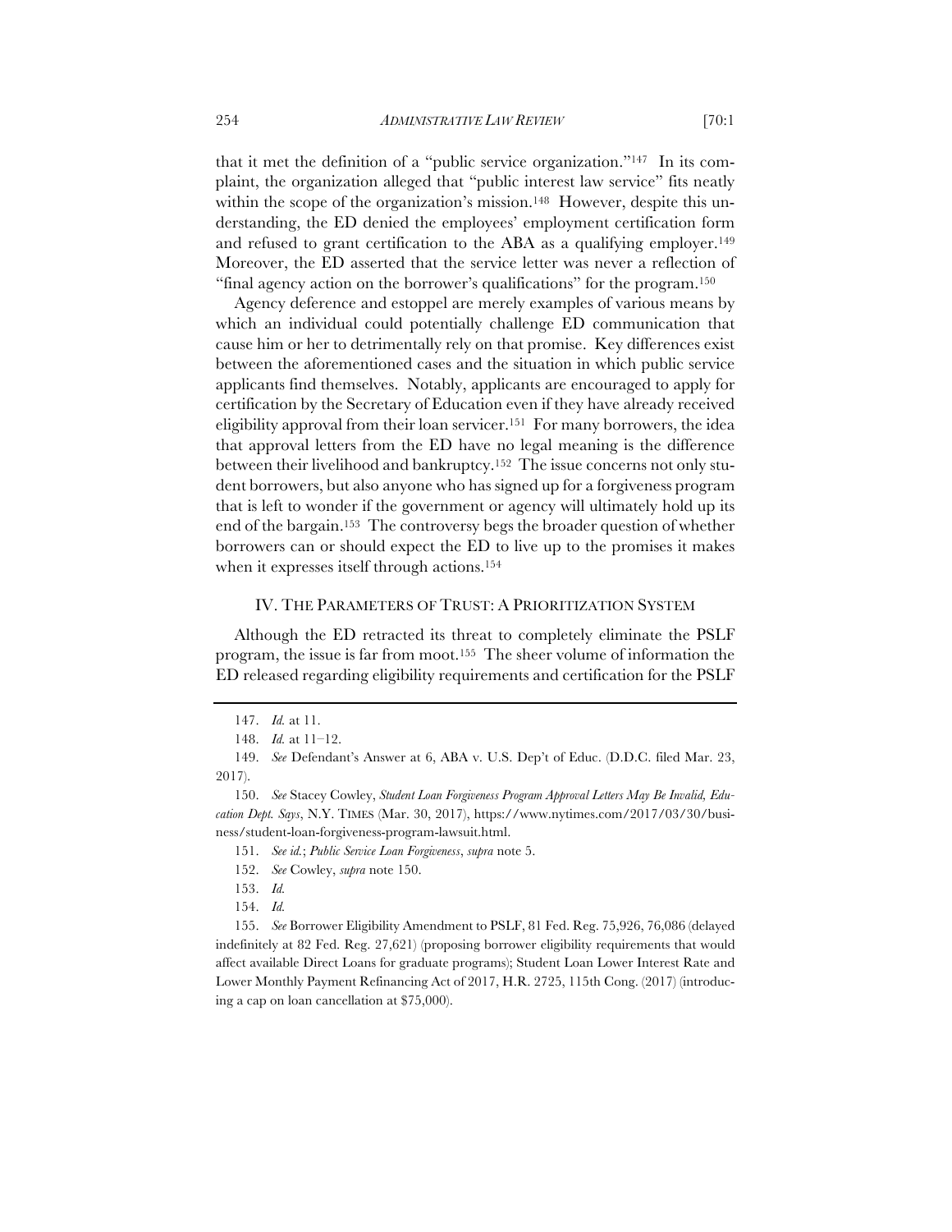that it met the definition of a "public service organization."[147] In its complaint, the organization alleged that "public interest law service" fits neatly within the scope of the organization's mission.[148] However, despite this understanding, the ED denied the employees' employment certification form and refused to grant certification to the ABA as a qualifying employer.[149] Moreover, the ED asserted that the service letter was never a reflection of "final agency action on the borrower's qualifications" for the program.[150]

Agency deference and estoppel are merely examples of various means by which an individual could potentially challenge ED communication that cause him or her to detrimentally rely on that promise. Key differences exist between the aforementioned cases and the situation in which public service applicants find themselves. Notably, applicants are encouraged to apply for certification by the Secretary of Education even if they have already received eligibility approval from their loan servicer.[151] For many borrowers, the idea that approval letters from the ED have no legal meaning is the difference between their livelihood and bankruptcy.[152] The issue concerns not only student borrowers, but also anyone who has signed up for a forgiveness program that is left to wonder if the government or agency will ultimately hold up its end of the bargain.[153] The controversy begs the broader question of whether borrowers can or should expect the ED to live up to the promises it makes when it expresses itself through actions.[154]

## IV. The Parameters of Trust: A Prioritization System

Although the ED retracted its threat to completely eliminate the PSLF program, the issue is far from moot.[155] The sheer volume of information the ED released regarding eligibility requirements and certification for the PSLF

---

147. *Id.* at 11.

148. *Id.* at 11–12.

149. *See* Defendant's Answer at 6, ABA v. U.S. Dep't of Educ. (D.D.C. filed Mar. 23, 2017).

150. *See* Stacey Cowley, *Student Loan Forgiveness Program Approval Letters May Be Invalid, Education Dept. Says*, N.Y. TIMES (Mar. 30, 2017), https://www.nytimes.com/2017/03/30/business/student-loan-forgiveness-program-lawsuit.html.

151. *See id.*; *Public Service Loan Forgiveness*, *supra* note 5.

152. *See* Cowley, *supra* note 150.

153. *Id.*

154. *Id.*

155. *See* Borrower Eligibility Amendment to PSLF, 81 Fed. Reg. 75,926, 76,086 (delayed indefinitely at 82 Fed. Reg. 27,621) (proposing borrower eligibility requirements that would affect available Direct Loans for graduate programs); Student Loan Lower Interest Rate and Lower Monthly Payment Refinancing Act of 2017, H.R. 2725, 115th Cong. (2017) (introducing a cap on loan cancellation at $75,000).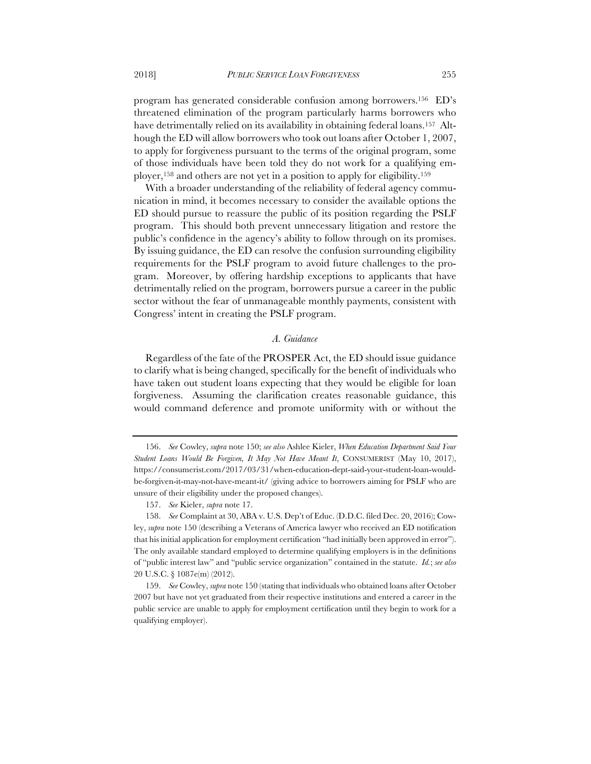program has generated considerable confusion among borrowers.[156] ED's threatened elimination of the program particularly harms borrowers who have detrimentally relied on its availability in obtaining federal loans.[157] Although the ED will allow borrowers who took out loans after October 1, 2007, to apply for forgiveness pursuant to the terms of the original program, some of those individuals have been told they do not work for a qualifying employer,[158] and others are not yet in a position to apply for eligibility.[159]

With a broader understanding of the reliability of federal agency communication in mind, it becomes necessary to consider the available options the ED should pursue to reassure the public of its position regarding the PSLF program. This should both prevent unnecessary litigation and restore the public's confidence in the agency's ability to follow through on its promises. By issuing guidance, the ED can resolve the confusion surrounding eligibility requirements for the PSLF program to avoid future challenges to the program. Moreover, by offering hardship exceptions to applicants that have detrimentally relied on the program, borrowers pursue a career in the public sector without the fear of unmanageable monthly payments, consistent with Congress' intent in creating the PSLF program.

### *A. Guidance*

Regardless of the fate of the PROSPER Act, the ED should issue guidance to clarify what is being changed, specifically for the benefit of individuals who have taken out student loans expecting that they would be eligible for loan forgiveness. Assuming the clarification creates reasonable guidance, this would command deference and promote uniformity with or without the

---

156. *See* Cowley, *supra* note 150; *see also* Ashlee Kieler, *When Education Department Said Your Student Loans Would Be Forgiven, It May Not Have Meant It*, CONSUMERIST (May 10, 2017), https://consumerist.com/2017/03/31/when-education-dept-said-your-student-loan-would-be-forgiven-it-may-not-have-meant-it/ (giving advice to borrowers aiming for PSLF who are unsure of their eligibility under the proposed changes).

157. *See* Kieler, *supra* note 17.

158. *See* Complaint at 30, ABA v. U.S. Dep't of Educ. (D.D.C. filed Dec. 20, 2016); Cowley, *supra* note 150 (describing a Veterans of America lawyer who received an ED notification that his initial application for employment certification "had initially been approved in error"). The only available standard employed to determine qualifying employers is in the definitions of "public interest law" and "public service organization" contained in the statute. *Id.*; *see also* 20 U.S.C. § 1087e(m) (2012).

159. *See* Cowley, *supra* note 150 (stating that individuals who obtained loans after October 2007 but have not yet graduated from their respective institutions and entered a career in the public service are unable to apply for employment certification until they begin to work for a qualifying employer).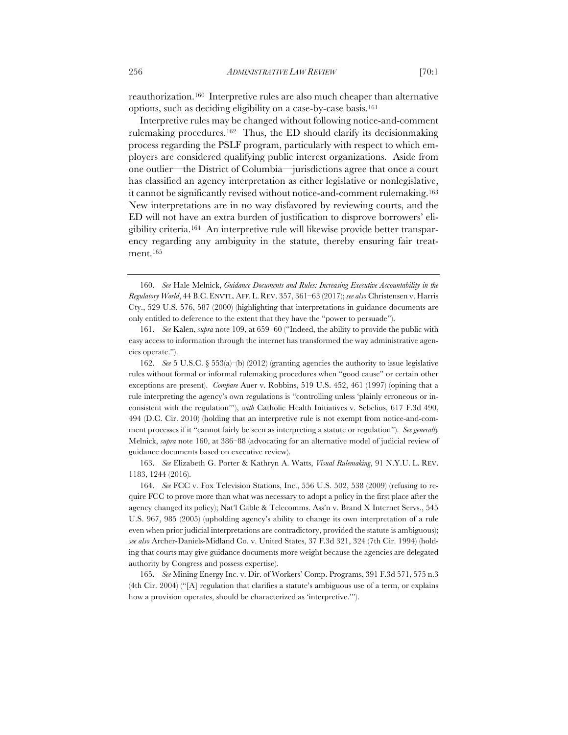reauthorization.[160] Interpretive rules are also much cheaper than alternative options, such as deciding eligibility on a case-by-case basis.[161]

Interpretive rules may be changed without following notice-and-comment rulemaking procedures.[162] Thus, the ED should clarify its decisionmaking process regarding the PSLF program, particularly with respect to which employers are considered qualifying public interest organizations. Aside from one outlier—the District of Columbia—jurisdictions agree that once a court has classified an agency interpretation as either legislative or nonlegislative, it cannot be significantly revised without notice-and-comment rulemaking.[163] New interpretations are in no way disfavored by reviewing courts, and the ED will not have an extra burden of justification to disprove borrowers' eligibility criteria.[164] An interpretive rule will likewise provide better transparency regarding any ambiguity in the statute, thereby ensuring fair treatment.[165]

---

160. *See* Hale Melnick, *Guidance Documents and Rules: Increasing Executive Accountability in the Regulatory World*, 44 B.C. ENVTL. AFF. L. REV. 357, 361–63 (2017); *see also* Christensen v. Harris Cty., 529 U.S. 576, 587 (2000) (highlighting that interpretations in guidance documents are only entitled to deference to the extent that they have the "power to persuade").

161. *See* Kalen, *supra* note 109, at 659–60 ("Indeed, the ability to provide the public with easy access to information through the internet has transformed the way administrative agencies operate.").

162. *See* 5 U.S.C. § 553(a)–(b) (2012) (granting agencies the authority to issue legislative rules without formal or informal rulemaking procedures when "good cause" or certain other exceptions are present). *Compare* Auer v. Robbins, 519 U.S. 452, 461 (1997) (opining that a rule interpreting the agency's own regulations is "controlling unless 'plainly erroneous or inconsistent with the regulation'"), *with* Catholic Health Initiatives v. Sebelius, 617 F.3d 490, 494 (D.C. Cir. 2010) (holding that an interpretive rule is not exempt from notice-and-comment processes if it "cannot fairly be seen as interpreting a statute or regulation"). *See generally* Melnick, *supra* note 160, at 386–88 (advocating for an alternative model of judicial review of guidance documents based on executive review).

163. *See* Elizabeth G. Porter & Kathryn A. Watts, *Visual Rulemaking*, 91 N.Y.U. L. REV. 1183, 1244 (2016).

164. *See* FCC v. Fox Television Stations, Inc., 556 U.S. 502, 538 (2009) (refusing to require FCC to prove more than what was necessary to adopt a policy in the first place after the agency changed its policy); Nat'l Cable & Telecomms. Ass'n v. Brand X Internet Servs., 545 U.S. 967, 985 (2005) (upholding agency's ability to change its own interpretation of a rule even when prior judicial interpretations are contradictory, provided the statute is ambiguous); *see also* Archer-Daniels-Midland Co. v. United States, 37 F.3d 321, 324 (7th Cir. 1994) (holding that courts may give guidance documents more weight because the agencies are delegated authority by Congress and possess expertise).

165. *See* Mining Energy Inc. v. Dir. of Workers' Comp. Programs, 391 F.3d 571, 575 n.3 (4th Cir. 2004) ("[A] regulation that clarifies a statute's ambiguous use of a term, or explains how a provision operates, should be characterized as 'interpretive.'").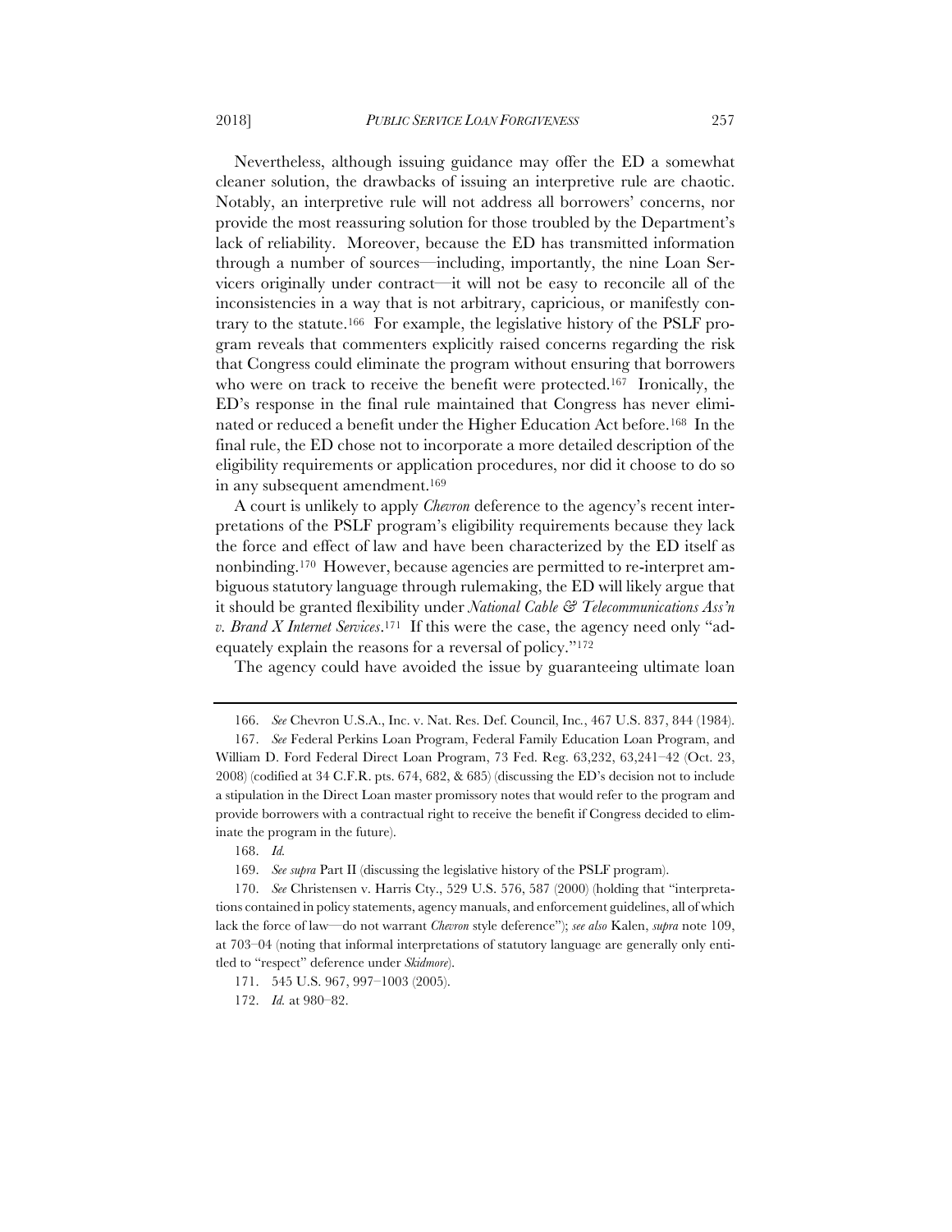Nevertheless, although issuing guidance may offer the ED a somewhat cleaner solution, the drawbacks of issuing an interpretive rule are chaotic. Notably, an interpretive rule will not address all borrowers' concerns, nor provide the most reassuring solution for those troubled by the Department's lack of reliability. Moreover, because the ED has transmitted information through a number of sources—including, importantly, the nine Loan Servicers originally under contract—it will not be easy to reconcile all of the inconsistencies in a way that is not arbitrary, capricious, or manifestly contrary to the statute.[166] For example, the legislative history of the PSLF program reveals that commenters explicitly raised concerns regarding the risk that Congress could eliminate the program without ensuring that borrowers who were on track to receive the benefit were protected.[167] Ironically, the ED's response in the final rule maintained that Congress has never eliminated or reduced a benefit under the Higher Education Act before.[168] In the final rule, the ED chose not to incorporate a more detailed description of the eligibility requirements or application procedures, nor did it choose to do so in any subsequent amendment.[169]

A court is unlikely to apply *Chevron* deference to the agency's recent interpretations of the PSLF program's eligibility requirements because they lack the force and effect of law and have been characterized by the ED itself as nonbinding.[170] However, because agencies are permitted to re-interpret ambiguous statutory language through rulemaking, the ED will likely argue that it should be granted flexibility under *National Cable & Telecommunications Ass'n v. Brand X Internet Services*.[171] If this were the case, the agency need only "adequately explain the reasons for a reversal of policy."[172]

The agency could have avoided the issue by guaranteeing ultimate loan

---

166. *See* Chevron U.S.A., Inc. v. Nat. Res. Def. Council, Inc., 467 U.S. 837, 844 (1984).

167. *See* Federal Perkins Loan Program, Federal Family Education Loan Program, and William D. Ford Federal Direct Loan Program, 73 Fed. Reg. 63,232, 63,241–42 (Oct. 23, 2008) (codified at 34 C.F.R. pts. 674, 682, & 685) (discussing the ED's decision not to include a stipulation in the Direct Loan master promissory notes that would refer to the program and provide borrowers with a contractual right to receive the benefit if Congress decided to eliminate the program in the future).

168. *Id.*

169. *See supra* Part II (discussing the legislative history of the PSLF program).

170. *See* Christensen v. Harris Cty., 529 U.S. 576, 587 (2000) (holding that "interpretations contained in policy statements, agency manuals, and enforcement guidelines, all of which lack the force of law—do not warrant *Chevron* style deference"); *see also* Kalen, *supra* note 109, at 703–04 (noting that informal interpretations of statutory language are generally only entitled to "respect" deference under *Skidmore*).

171. 545 U.S. 967, 997–1003 (2005).

172. *Id.* at 980–82.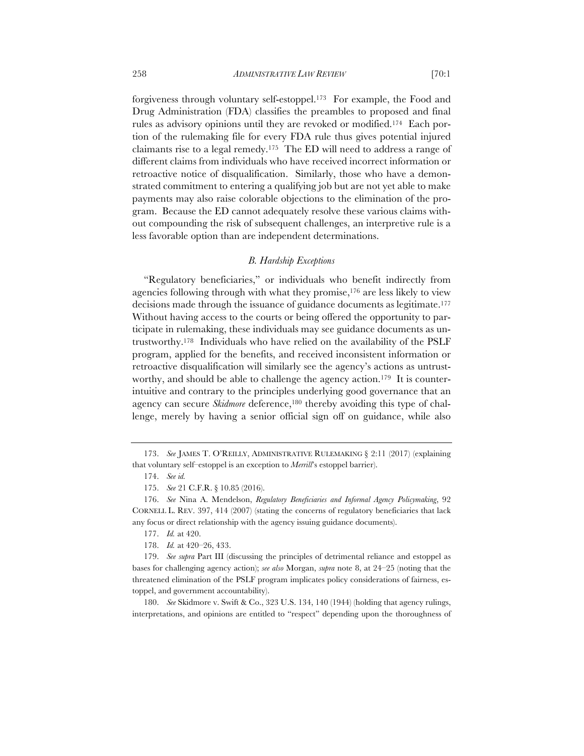forgiveness through voluntary self-estoppel.[173] For example, the Food and Drug Administration (FDA) classifies the preambles to proposed and final rules as advisory opinions until they are revoked or modified.[174] Each portion of the rulemaking file for every FDA rule thus gives potential injured claimants rise to a legal remedy.[175] The ED will need to address a range of different claims from individuals who have received incorrect information or retroactive notice of disqualification. Similarly, those who have a demonstrated commitment to entering a qualifying job but are not yet able to make payments may also raise colorable objections to the elimination of the program. Because the ED cannot adequately resolve these various claims without compounding the risk of subsequent challenges, an interpretive rule is a less favorable option than are independent determinations.

### *B. Hardship Exceptions*

"Regulatory beneficiaries," or individuals who benefit indirectly from agencies following through with what they promise,[176] are less likely to view decisions made through the issuance of guidance documents as legitimate.[177] Without having access to the courts or being offered the opportunity to participate in rulemaking, these individuals may see guidance documents as untrustworthy.[178] Individuals who have relied on the availability of the PSLF program, applied for the benefits, and received inconsistent information or retroactive disqualification will similarly see the agency's actions as untrustworthy, and should be able to challenge the agency action.[179] It is counterintuitive and contrary to the principles underlying good governance that an agency can secure *Skidmore* deference,[180] thereby avoiding this type of challenge, merely by having a senior official sign off on guidance, while also

---

173. *See* JAMES T. O'REILLY, ADMINISTRATIVE RULEMAKING § 2:11 (2017) (explaining that voluntary self–estoppel is an exception to *Merrill*'s estoppel barrier).

174. *See id.*

175. *See* 21 C.F.R. § 10.85 (2016).

176. *See* Nina A. Mendelson, *Regulatory Beneficiaries and Informal Agency Policymaking*, 92 CORNELL L. REV. 397, 414 (2007) (stating the concerns of regulatory beneficiaries that lack any focus or direct relationship with the agency issuing guidance documents).

177. *Id.* at 420.

178. *Id.* at 420–26, 433.

179. *See supra* Part III (discussing the principles of detrimental reliance and estoppel as bases for challenging agency action); *see also* Morgan, *supra* note 8, at 24–25 (noting that the threatened elimination of the PSLF program implicates policy considerations of fairness, estoppel, and government accountability).

180. *See* Skidmore v. Swift & Co., 323 U.S. 134, 140 (1944) (holding that agency rulings, interpretations, and opinions are entitled to "respect" depending upon the thoroughness of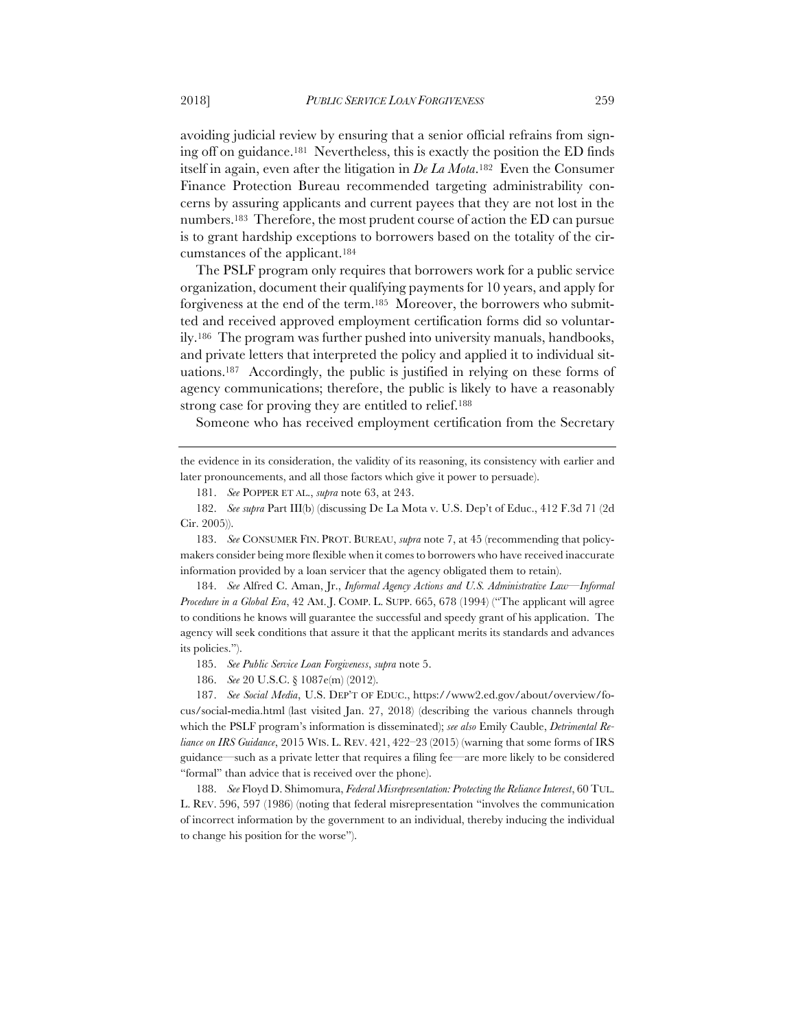avoiding judicial review by ensuring that a senior official refrains from signing off on guidance.[181] Nevertheless, this is exactly the position the ED finds itself in again, even after the litigation in *De La Mota*.[182] Even the Consumer Finance Protection Bureau recommended targeting administrability concerns by assuring applicants and current payees that they are not lost in the numbers.[183] Therefore, the most prudent course of action the ED can pursue is to grant hardship exceptions to borrowers based on the totality of the circumstances of the applicant.[184]

The PSLF program only requires that borrowers work for a public service organization, document their qualifying payments for 10 years, and apply for forgiveness at the end of the term.[185] Moreover, the borrowers who submitted and received approved employment certification forms did so voluntarily.[186] The program was further pushed into university manuals, handbooks, and private letters that interpreted the policy and applied it to individual situations.[187] Accordingly, the public is justified in relying on these forms of agency communications; therefore, the public is likely to have a reasonably strong case for proving they are entitled to relief.[188]

Someone who has received employment certification from the Secretary

---

the evidence in its consideration, the validity of its reasoning, its consistency with earlier and later pronouncements, and all those factors which give it power to persuade).

181. *See* POPPER ET AL., *supra* note 63, at 243.

182. *See supra* Part III(b) (discussing De La Mota v. U.S. Dep't of Educ., 412 F.3d 71 (2d Cir. 2005)).

183. *See* CONSUMER FIN. PROT. BUREAU, *supra* note 7, at 45 (recommending that policymakers consider being more flexible when it comes to borrowers who have received inaccurate information provided by a loan servicer that the agency obligated them to retain).

184. *See* Alfred C. Aman, Jr., *Informal Agency Actions and U.S. Administrative Law—Informal Procedure in a Global Era*, 42 AM. J. COMP. L. SUPP. 665, 678 (1994) ("The applicant will agree to conditions he knows will guarantee the successful and speedy grant of his application. The agency will seek conditions that assure it that the applicant merits its standards and advances its policies.").

185. *See Public Service Loan Forgiveness*, *supra* note 5.

186. *See* 20 U.S.C. § 1087e(m) (2012).

187. *See Social Media*, U.S. DEP'T OF EDUC., https://www2.ed.gov/about/overview/focus/social-media.html (last visited Jan. 27, 2018) (describing the various channels through which the PSLF program's information is disseminated); *see also* Emily Cauble, *Detrimental Reliance on IRS Guidance*, 2015 WIS. L. REV. 421, 422–23 (2015) (warning that some forms of IRS guidance—such as a private letter that requires a filing fee—are more likely to be considered "formal" than advice that is received over the phone).

188. *See* Floyd D. Shimomura, *Federal Misrepresentation: Protecting the Reliance Interest*, 60 TUL. L. REV. 596, 597 (1986) (noting that federal misrepresentation "involves the communication of incorrect information by the government to an individual, thereby inducing the individual to change his position for the worse").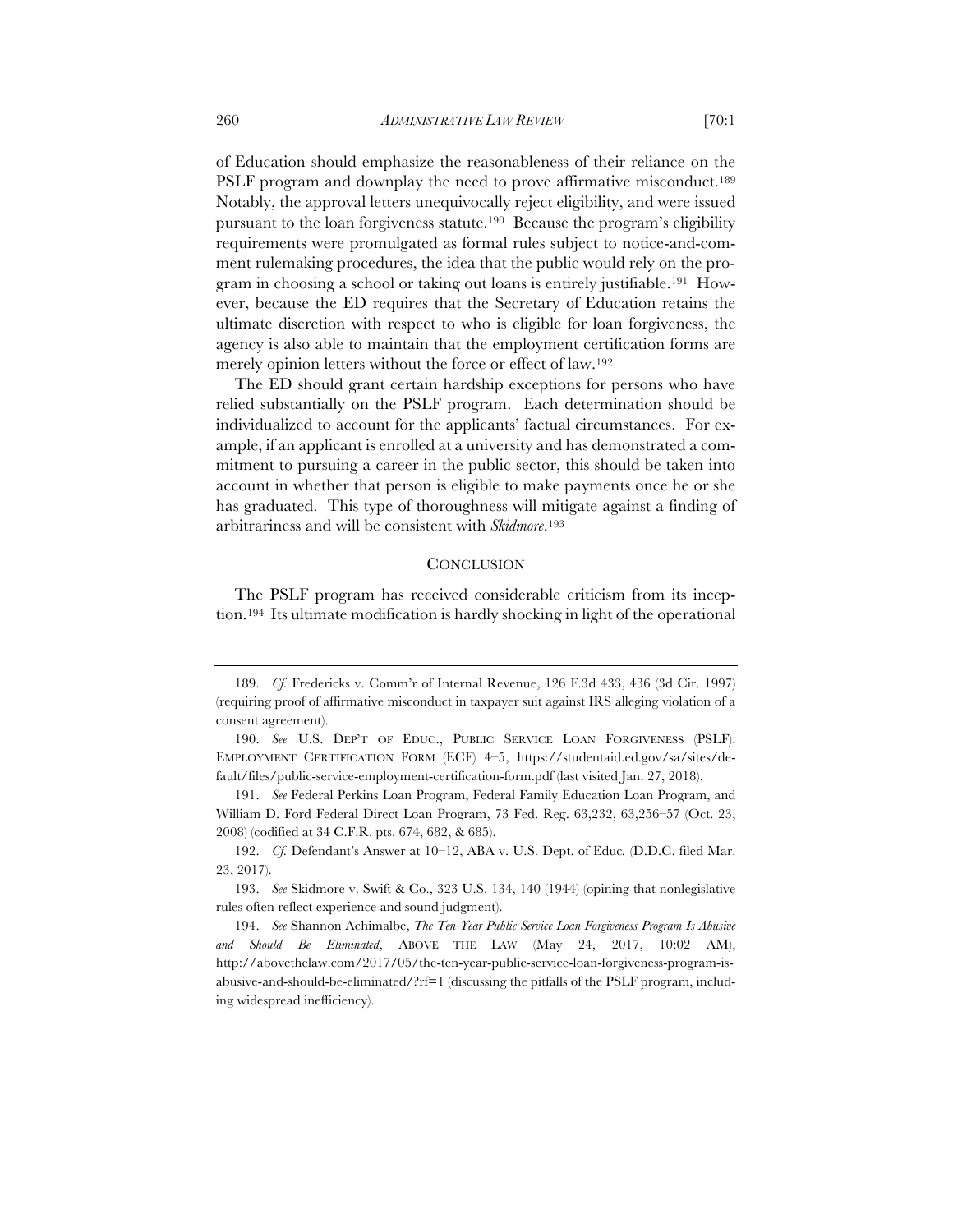of Education should emphasize the reasonableness of their reliance on the PSLF program and downplay the need to prove affirmative misconduct.[189] Notably, the approval letters unequivocally reject eligibility, and were issued pursuant to the loan forgiveness statute.[190] Because the program's eligibility requirements were promulgated as formal rules subject to notice-and-comment rulemaking procedures, the idea that the public would rely on the program in choosing a school or taking out loans is entirely justifiable.[191] However, because the ED requires that the Secretary of Education retains the ultimate discretion with respect to who is eligible for loan forgiveness, the agency is also able to maintain that the employment certification forms are merely opinion letters without the force or effect of law.[192]

The ED should grant certain hardship exceptions for persons who have relied substantially on the PSLF program. Each determination should be individualized to account for the applicants' factual circumstances. For example, if an applicant is enrolled at a university and has demonstrated a commitment to pursuing a career in the public sector, this should be taken into account in whether that person is eligible to make payments once he or she has graduated. This type of thoroughness will mitigate against a finding of arbitrariness and will be consistent with *Skidmore*.[193]

## CONCLUSION

The PSLF program has received considerable criticism from its inception.[194] Its ultimate modification is hardly shocking in light of the operational

---

189. *Cf.* Fredericks v. Comm'r of Internal Revenue, 126 F.3d 433, 436 (3d Cir. 1997) (requiring proof of affirmative misconduct in taxpayer suit against IRS alleging violation of a consent agreement).

190. *See* U.S. DEP'T OF EDUC., PUBLIC SERVICE LOAN FORGIVENESS (PSLF): EMPLOYMENT CERTIFICATION FORM (ECF) 4–5, https://studentaid.ed.gov/sa/sites/default/files/public-service-employment-certification-form.pdf (last visited Jan. 27, 2018).

191. *See* Federal Perkins Loan Program, Federal Family Education Loan Program, and William D. Ford Federal Direct Loan Program, 73 Fed. Reg. 63,232, 63,256–57 (Oct. 23, 2008) (codified at 34 C.F.R. pts. 674, 682, & 685).

192. *Cf.* Defendant's Answer at 10–12, ABA v. U.S. Dept. of Educ. (D.D.C. filed Mar. 23, 2017).

193. *See* Skidmore v. Swift & Co., 323 U.S. 134, 140 (1944) (opining that nonlegislative rules often reflect experience and sound judgment).

194. *See* Shannon Achimalbe, *The Ten-Year Public Service Loan Forgiveness Program Is Abusive and Should Be Eliminated*, ABOVE THE LAW (May 24, 2017, 10:02 AM), http://abovethelaw.com/2017/05/the-ten-year-public-service-loan-forgiveness-program-is-abusive-and-should-be-eliminated/?rf=1 (discussing the pitfalls of the PSLF program, including widespread inefficiency).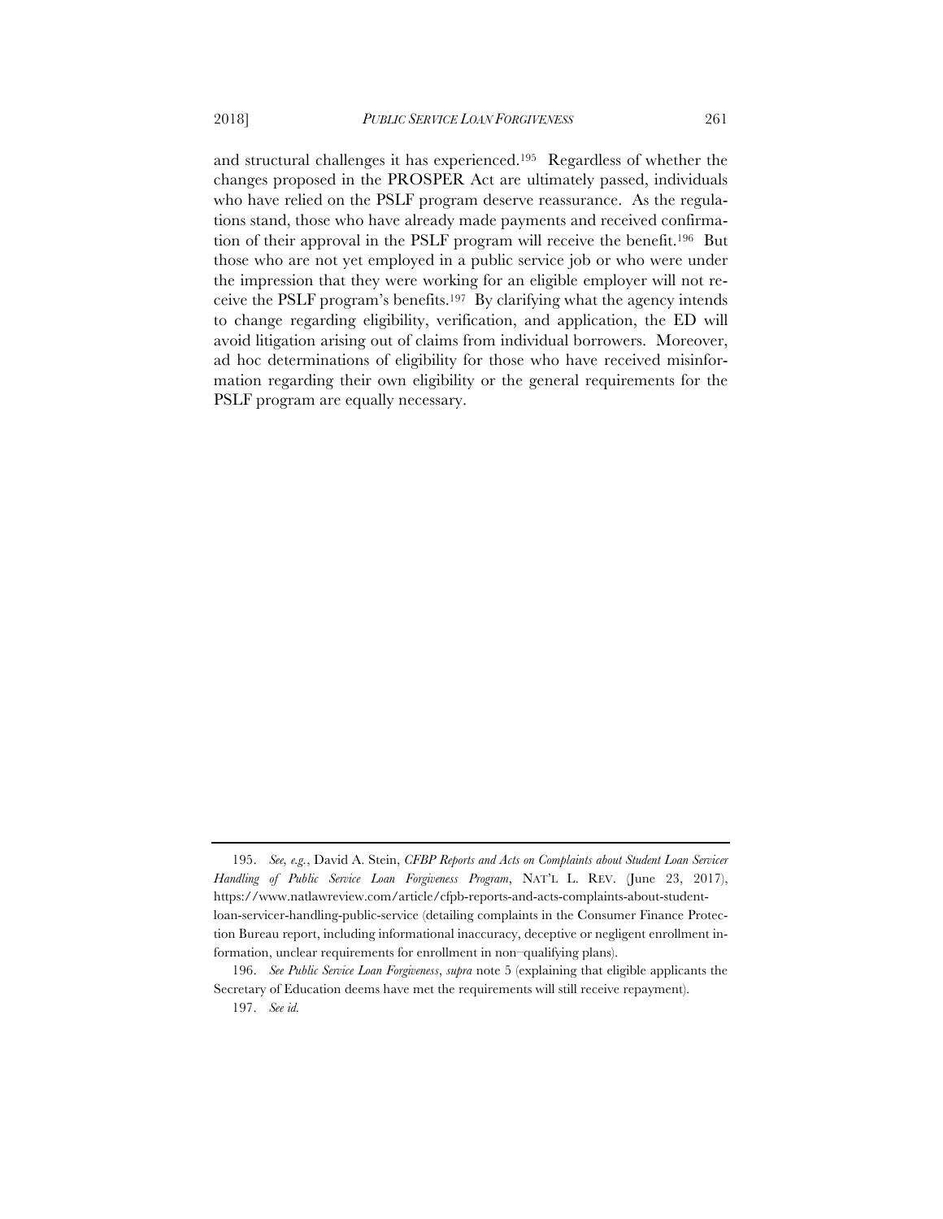and structural challenges it has experienced.[195] Regardless of whether the changes proposed in the PROSPER Act are ultimately passed, individuals who have relied on the PSLF program deserve reassurance. As the regulations stand, those who have already made payments and received confirmation of their approval in the PSLF program will receive the benefit.[196] But those who are not yet employed in a public service job or who were under the impression that they were working for an eligible employer will not receive the PSLF program's benefits.[197] By clarifying what the agency intends to change regarding eligibility, verification, and application, the ED will avoid litigation arising out of claims from individual borrowers. Moreover, ad hoc determinations of eligibility for those who have received misinformation regarding their own eligibility or the general requirements for the PSLF program are equally necessary.

---

195. *See, e.g.*, David A. Stein, *CFBP Reports and Acts on Complaints about Student Loan Servicer Handling of Public Service Loan Forgiveness Program*, NAT'L L. REV. (June 23, 2017), https://www.natlawreview.com/article/cfpb-reports-and-acts-complaints-about-student-loan-servicer-handling-public-service (detailing complaints in the Consumer Finance Protection Bureau report, including informational inaccuracy, deceptive or negligent enrollment information, unclear requirements for enrollment in non–qualifying plans).

196. *See Public Service Loan Forgiveness*, *supra* note 5 (explaining that eligible applicants the Secretary of Education deems have met the requirements will still receive repayment).

197. *See id.*